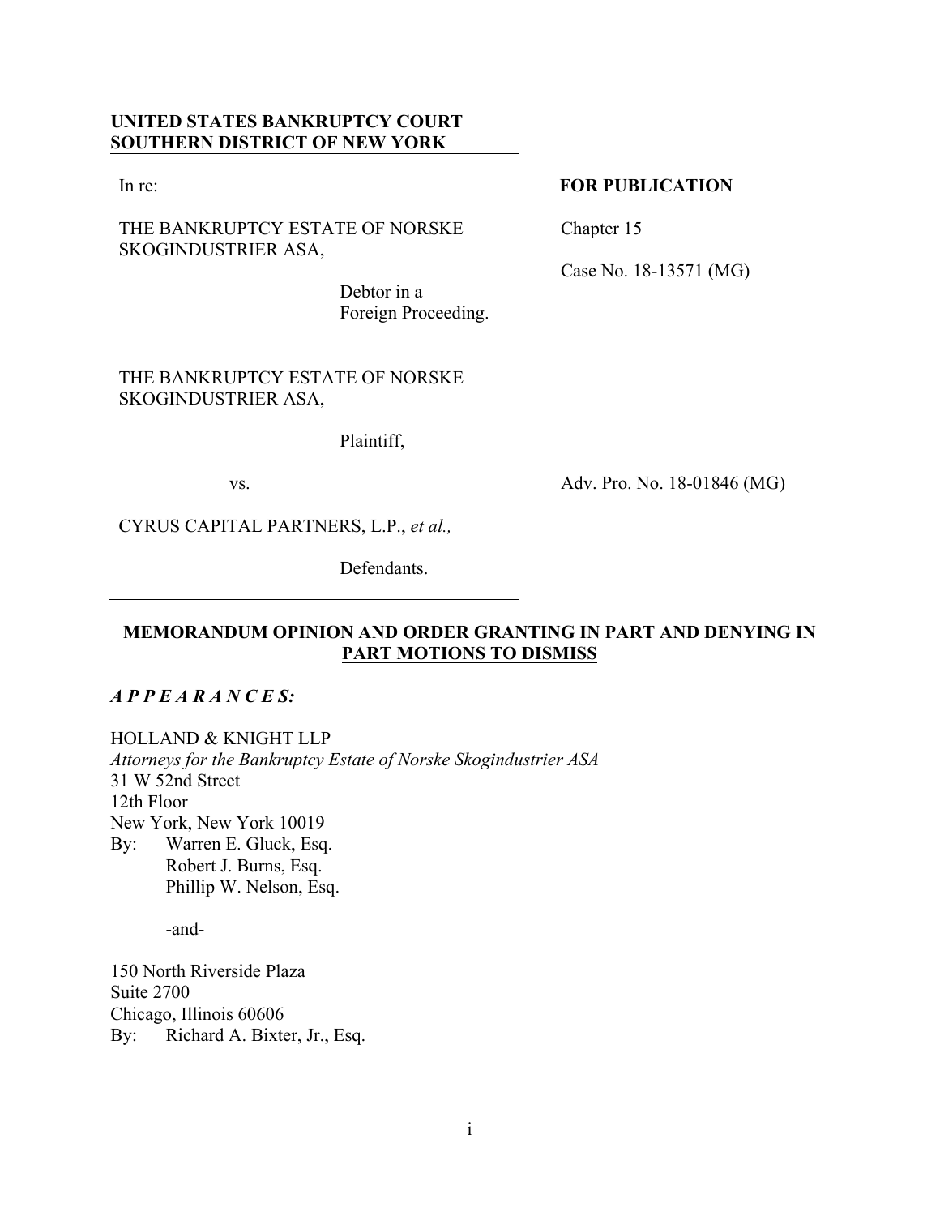**UNITED STATES BANKRUPTCY COURT**
**SOUTHERN DISTRICT OF NEW YORK**

In re:

THE BANKRUPTCY ESTATE OF NORSKE SKOGINDUSTRIER ASA,

Debtor in a Foreign Proceeding.

**FOR PUBLICATION**

Chapter 15

Case No. 18-13571 (MG)

THE BANKRUPTCY ESTATE OF NORSKE SKOGINDUSTRIER ASA,

Plaintiff,

vs.

CYRUS CAPITAL PARTNERS, L.P., *et al.,*

Defendants.

Adv. Pro. No. 18-01846 (MG)

**MEMORANDUM OPINION AND ORDER GRANTING IN PART AND DENYING IN PART MOTIONS TO DISMISS**

***A P P E A R A N C E S:***

HOLLAND & KNIGHT LLP
*Attorneys for the Bankruptcy Estate of Norske Skogindustrier ASA*
31 W 52nd Street
12th Floor
New York, New York 10019
By: Warren E. Gluck, Esq.
Robert J. Burns, Esq.
Phillip W. Nelson, Esq.

-and-

150 North Riverside Plaza
Suite 2700
Chicago, Illinois 60606
By: Richard A. Bixter, Jr., Esq.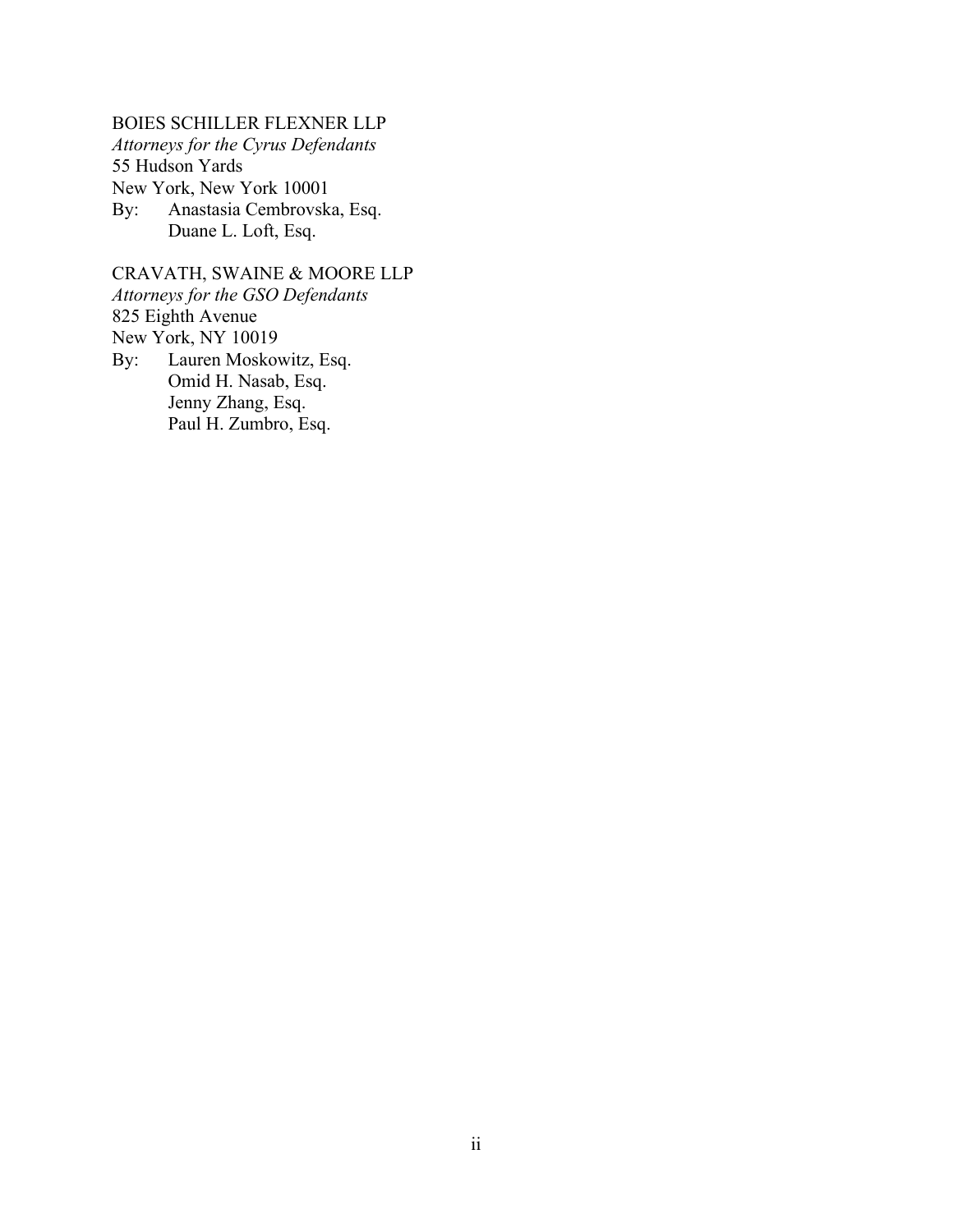BOIES SCHILLER FLEXNER LLP
*Attorneys for the Cyrus Defendants*
55 Hudson Yards
New York, New York 10001
By: Anastasia Cembrovska, Esq.
Duane L. Loft, Esq.

CRAVATH, SWAINE & MOORE LLP
*Attorneys for the GSO Defendants*
825 Eighth Avenue
New York, NY 10019
By: Lauren Moskowitz, Esq.
Omid H. Nasab, Esq.
Jenny Zhang, Esq.
Paul H. Zumbro, Esq.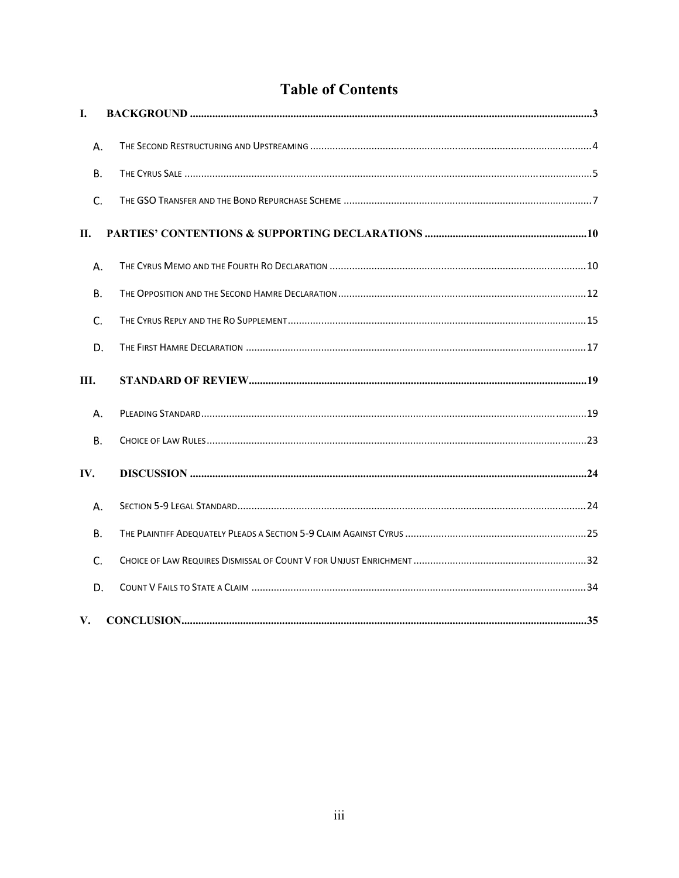# Table of Contents

| | | |
|---|---|---|
| **I.** | **BACKGROUND** | **3** |
| A. | THE SECOND RESTRUCTURING AND UPSTREAMING | 4 |
| B. | THE CYRUS SALE | 5 |
| C. | THE GSO TRANSFER AND THE BOND REPURCHASE SCHEME | 7 |
| **II.** | **PARTIES' CONTENTIONS & SUPPORTING DECLARATIONS** | **10** |
| A. | THE CYRUS MEMO AND THE FOURTH RO DECLARATION | 10 |
| B. | THE OPPOSITION AND THE SECOND HAMRE DECLARATION | 12 |
| C. | THE CYRUS REPLY AND THE RO SUPPLEMENT | 15 |
| D. | THE FIRST HAMRE DECLARATION | 17 |
| **III.** | **STANDARD OF REVIEW** | **19** |
| A. | PLEADING STANDARD | 19 |
| B. | CHOICE OF LAW RULES | 23 |
| **IV.** | **DISCUSSION** | **24** |
| A. | SECTION 5-9 LEGAL STANDARD | 24 |
| B. | THE PLAINTIFF ADEQUATELY PLEADS A SECTION 5-9 CLAIM AGAINST CYRUS | 25 |
| C. | CHOICE OF LAW REQUIRES DISMISSAL OF COUNT V FOR UNJUST ENRICHMENT | 32 |
| D. | COUNT V FAILS TO STATE A CLAIM | 34 |
| **V.** | **CONCLUSION** | **35** |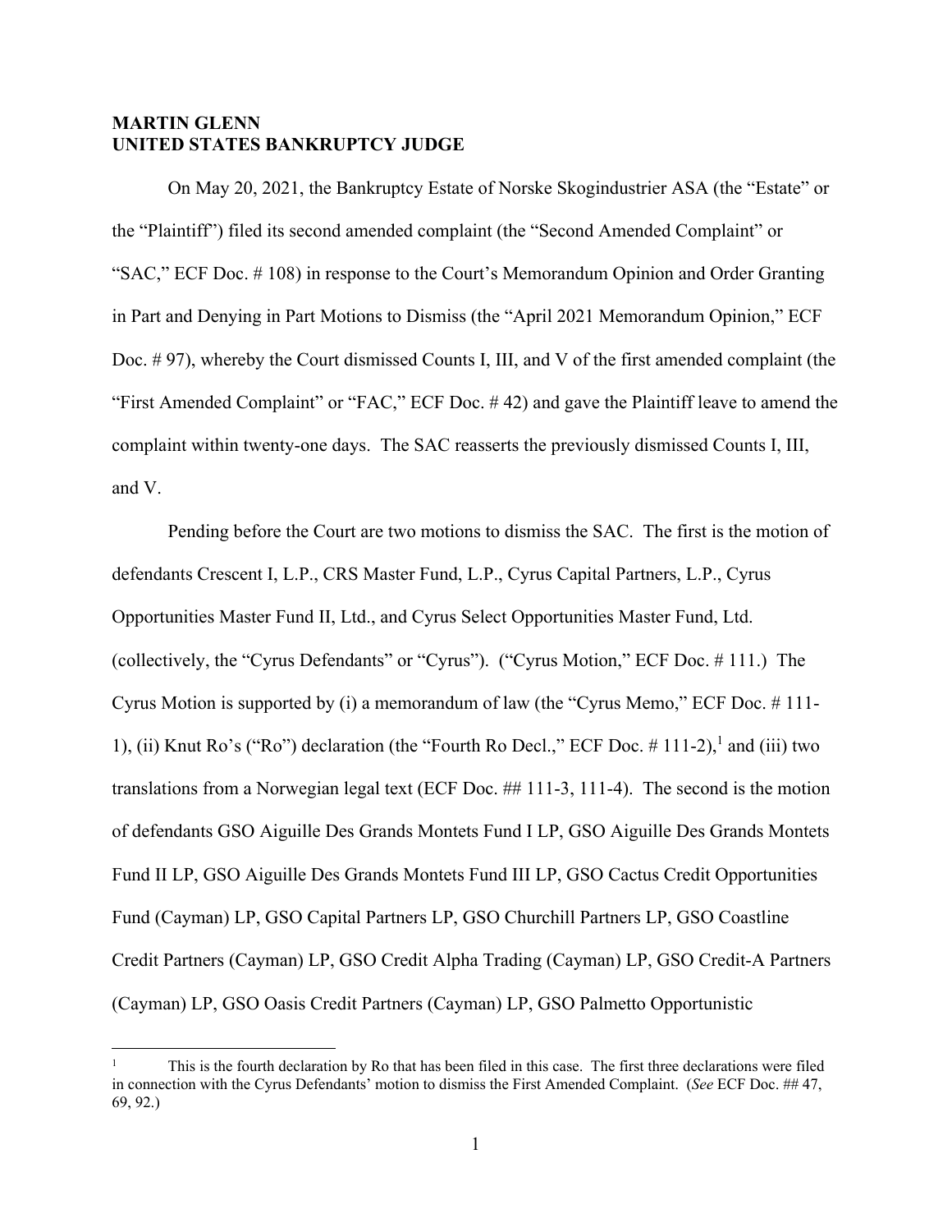**MARTIN GLENN**
**UNITED STATES BANKRUPTCY JUDGE**

On May 20, 2021, the Bankruptcy Estate of Norske Skogindustrier ASA (the "Estate" or the "Plaintiff") filed its second amended complaint (the "Second Amended Complaint" or "SAC," ECF Doc. # 108) in response to the Court's Memorandum Opinion and Order Granting in Part and Denying in Part Motions to Dismiss (the "April 2021 Memorandum Opinion," ECF Doc. # 97), whereby the Court dismissed Counts I, III, and V of the first amended complaint (the "First Amended Complaint" or "FAC," ECF Doc. # 42) and gave the Plaintiff leave to amend the complaint within twenty-one days. The SAC reasserts the previously dismissed Counts I, III, and V.

Pending before the Court are two motions to dismiss the SAC. The first is the motion of defendants Crescent I, L.P., CRS Master Fund, L.P., Cyrus Capital Partners, L.P., Cyrus Opportunities Master Fund II, Ltd., and Cyrus Select Opportunities Master Fund, Ltd. (collectively, the "Cyrus Defendants" or "Cyrus"). ("Cyrus Motion," ECF Doc. # 111.) The Cyrus Motion is supported by (i) a memorandum of law (the "Cyrus Memo," ECF Doc. # 111-1), (ii) Knut Ro's ("Ro") declaration (the "Fourth Ro Decl.," ECF Doc. # 111-2),[1] and (iii) two translations from a Norwegian legal text (ECF Doc. ## 111-3, 111-4). The second is the motion of defendants GSO Aiguille Des Grands Montets Fund I LP, GSO Aiguille Des Grands Montets Fund II LP, GSO Aiguille Des Grands Montets Fund III LP, GSO Cactus Credit Opportunities Fund (Cayman) LP, GSO Capital Partners LP, GSO Churchill Partners LP, GSO Coastline Credit Partners (Cayman) LP, GSO Credit Alpha Trading (Cayman) LP, GSO Credit-A Partners (Cayman) LP, GSO Oasis Credit Partners (Cayman) LP, GSO Palmetto Opportunistic

[1] This is the fourth declaration by Ro that has been filed in this case. The first three declarations were filed in connection with the Cyrus Defendants' motion to dismiss the First Amended Complaint. (*See* ECF Doc. ## 47, 69, 92.)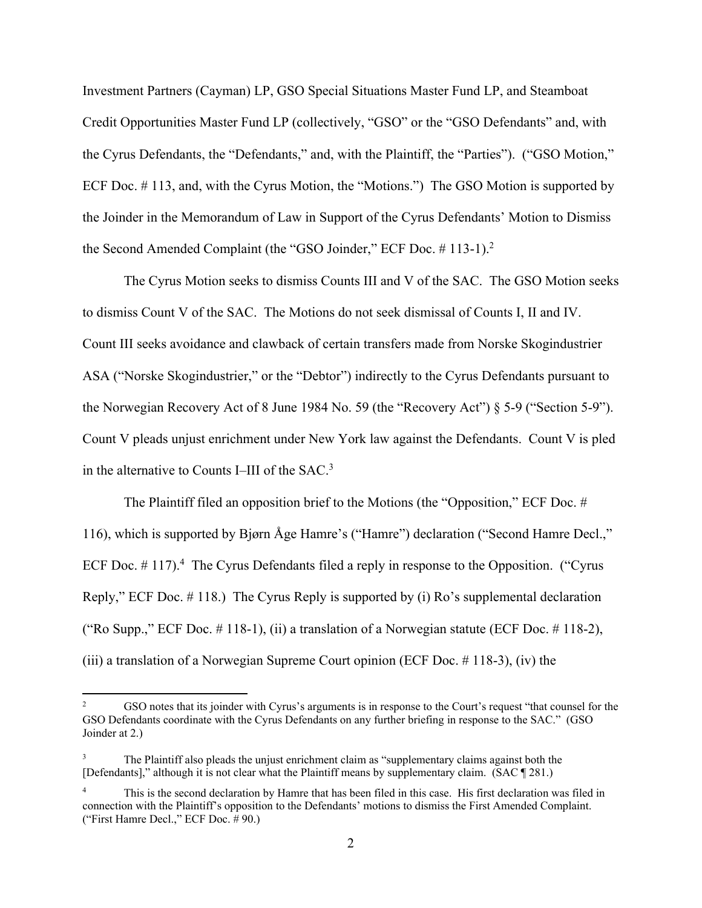Investment Partners (Cayman) LP, GSO Special Situations Master Fund LP, and Steamboat Credit Opportunities Master Fund LP (collectively, "GSO" or the "GSO Defendants" and, with the Cyrus Defendants, the "Defendants," and, with the Plaintiff, the "Parties"). ("GSO Motion," ECF Doc. # 113, and, with the Cyrus Motion, the "Motions.") The GSO Motion is supported by the Joinder in the Memorandum of Law in Support of the Cyrus Defendants' Motion to Dismiss the Second Amended Complaint (the "GSO Joinder," ECF Doc. # 113-1).[2]

The Cyrus Motion seeks to dismiss Counts III and V of the SAC. The GSO Motion seeks to dismiss Count V of the SAC. The Motions do not seek dismissal of Counts I, II and IV. Count III seeks avoidance and clawback of certain transfers made from Norske Skogindustrier ASA ("Norske Skogindustrier," or the "Debtor") indirectly to the Cyrus Defendants pursuant to the Norwegian Recovery Act of 8 June 1984 No. 59 (the "Recovery Act") § 5-9 ("Section 5-9"). Count V pleads unjust enrichment under New York law against the Defendants. Count V is pled in the alternative to Counts I–III of the SAC.[3]

The Plaintiff filed an opposition brief to the Motions (the "Opposition," ECF Doc. # 116), which is supported by Bjørn Åge Hamre's ("Hamre") declaration ("Second Hamre Decl.," ECF Doc. # 117).[4] The Cyrus Defendants filed a reply in response to the Opposition. ("Cyrus Reply," ECF Doc. # 118.) The Cyrus Reply is supported by (i) Ro's supplemental declaration ("Ro Supp.," ECF Doc. # 118-1), (ii) a translation of a Norwegian statute (ECF Doc. # 118-2), (iii) a translation of a Norwegian Supreme Court opinion (ECF Doc. # 118-3), (iv) the

---

[2] GSO notes that its joinder with Cyrus's arguments is in response to the Court's request "that counsel for the GSO Defendants coordinate with the Cyrus Defendants on any further briefing in response to the SAC." (GSO Joinder at 2.)

[3] The Plaintiff also pleads the unjust enrichment claim as "supplementary claims against both the [Defendants]," although it is not clear what the Plaintiff means by supplementary claim. (SAC ¶ 281.)

[4] This is the second declaration by Hamre that has been filed in this case. His first declaration was filed in connection with the Plaintiff's opposition to the Defendants' motions to dismiss the First Amended Complaint. ("First Hamre Decl.," ECF Doc. # 90.)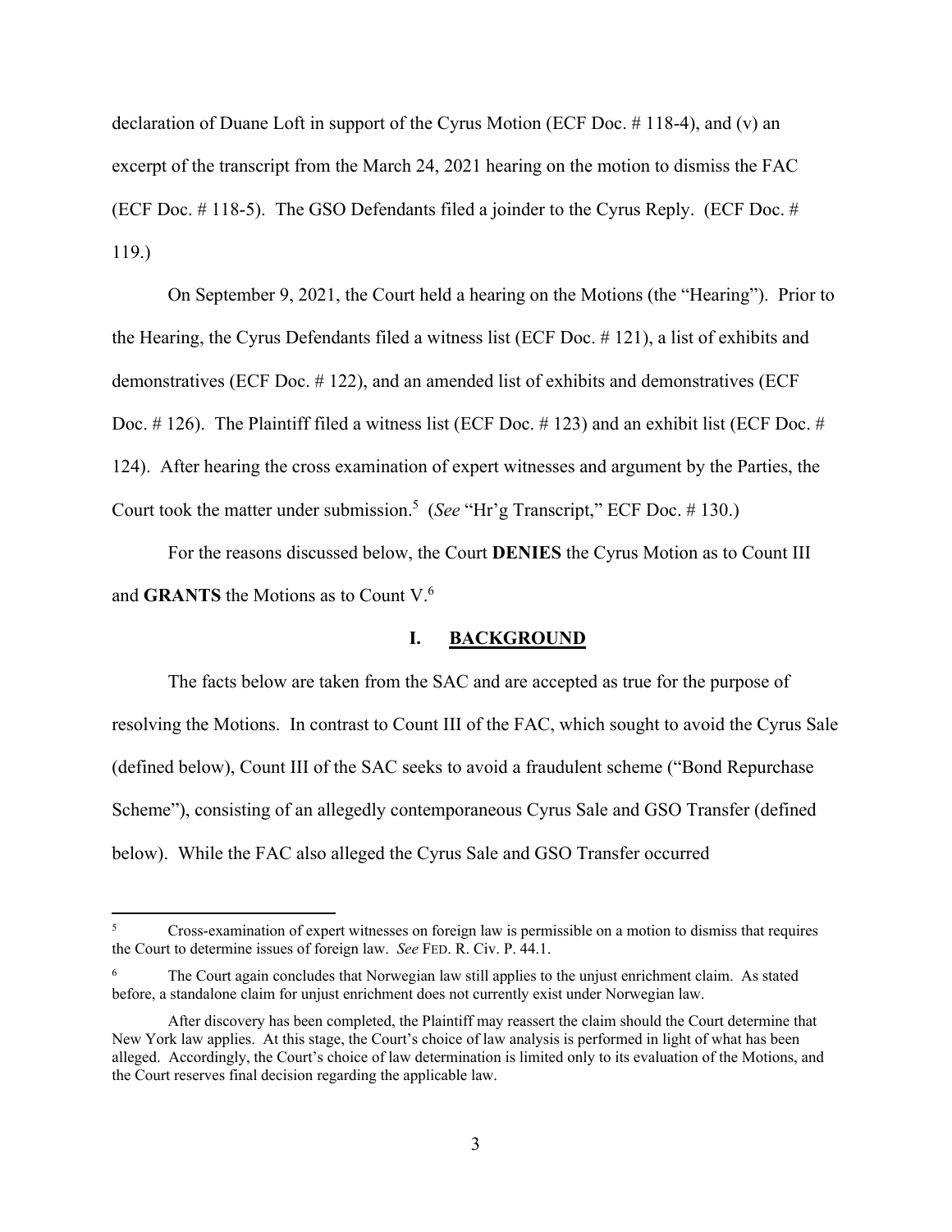declaration of Duane Loft in support of the Cyrus Motion (ECF Doc. # 118-4), and (v) an excerpt of the transcript from the March 24, 2021 hearing on the motion to dismiss the FAC (ECF Doc. # 118-5). The GSO Defendants filed a joinder to the Cyrus Reply. (ECF Doc. # 119.)

On September 9, 2021, the Court held a hearing on the Motions (the "Hearing"). Prior to the Hearing, the Cyrus Defendants filed a witness list (ECF Doc. # 121), a list of exhibits and demonstratives (ECF Doc. # 122), and an amended list of exhibits and demonstratives (ECF Doc. # 126). The Plaintiff filed a witness list (ECF Doc. # 123) and an exhibit list (ECF Doc. # 124). After hearing the cross examination of expert witnesses and argument by the Parties, the Court took the matter under submission.[5] (*See* "Hr'g Transcript," ECF Doc. # 130.)

For the reasons discussed below, the Court **DENIES** the Cyrus Motion as to Count III and **GRANTS** the Motions as to Count V.[6]

## I. BACKGROUND

The facts below are taken from the SAC and are accepted as true for the purpose of resolving the Motions. In contrast to Count III of the FAC, which sought to avoid the Cyrus Sale (defined below), Count III of the SAC seeks to avoid a fraudulent scheme ("Bond Repurchase Scheme"), consisting of an allegedly contemporaneous Cyrus Sale and GSO Transfer (defined below). While the FAC also alleged the Cyrus Sale and GSO Transfer occurred

---

[5] Cross-examination of expert witnesses on foreign law is permissible on a motion to dismiss that requires the Court to determine issues of foreign law. *See* FED. R. CIV. P. 44.1.

[6] The Court again concludes that Norwegian law still applies to the unjust enrichment claim. As stated before, a standalone claim for unjust enrichment does not currently exist under Norwegian law.

After discovery has been completed, the Plaintiff may reassert the claim should the Court determine that New York law applies. At this stage, the Court's choice of law analysis is performed in light of what has been alleged. Accordingly, the Court's choice of law determination is limited only to its evaluation of the Motions, and the Court reserves final decision regarding the applicable law.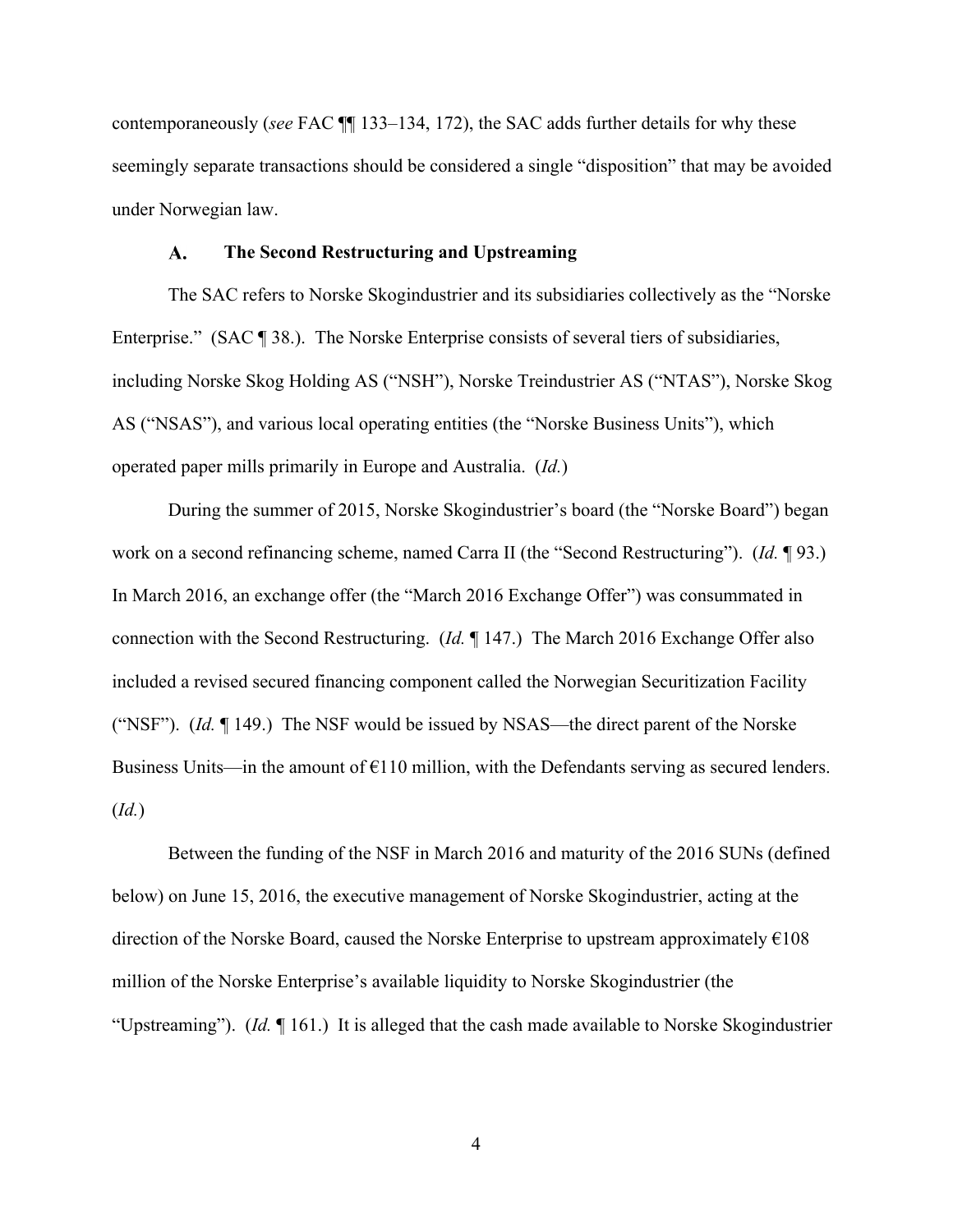contemporaneously (*see* FAC ¶¶ 133–134, 172), the SAC adds further details for why these seemingly separate transactions should be considered a single "disposition" that may be avoided under Norwegian law.

### A. The Second Restructuring and Upstreaming

The SAC refers to Norske Skogindustrier and its subsidiaries collectively as the "Norske Enterprise." (SAC ¶ 38.). The Norske Enterprise consists of several tiers of subsidiaries, including Norske Skog Holding AS ("NSH"), Norske Treindustrier AS ("NTAS"), Norske Skog AS ("NSAS"), and various local operating entities (the "Norske Business Units"), which operated paper mills primarily in Europe and Australia. (*Id.*)

During the summer of 2015, Norske Skogindustrier's board (the "Norske Board") began work on a second refinancing scheme, named Carra II (the "Second Restructuring"). (*Id.* ¶ 93.) In March 2016, an exchange offer (the "March 2016 Exchange Offer") was consummated in connection with the Second Restructuring. (*Id.* ¶ 147.) The March 2016 Exchange Offer also included a revised secured financing component called the Norwegian Securitization Facility ("NSF"). (*Id.* ¶ 149.) The NSF would be issued by NSAS—the direct parent of the Norske Business Units—in the amount of €110 million, with the Defendants serving as secured lenders. (*Id.*)

Between the funding of the NSF in March 2016 and maturity of the 2016 SUNs (defined below) on June 15, 2016, the executive management of Norske Skogindustrier, acting at the direction of the Norske Board, caused the Norske Enterprise to upstream approximately €108 million of the Norske Enterprise's available liquidity to Norske Skogindustrier (the "Upstreaming"). (*Id.* ¶ 161.) It is alleged that the cash made available to Norske Skogindustrier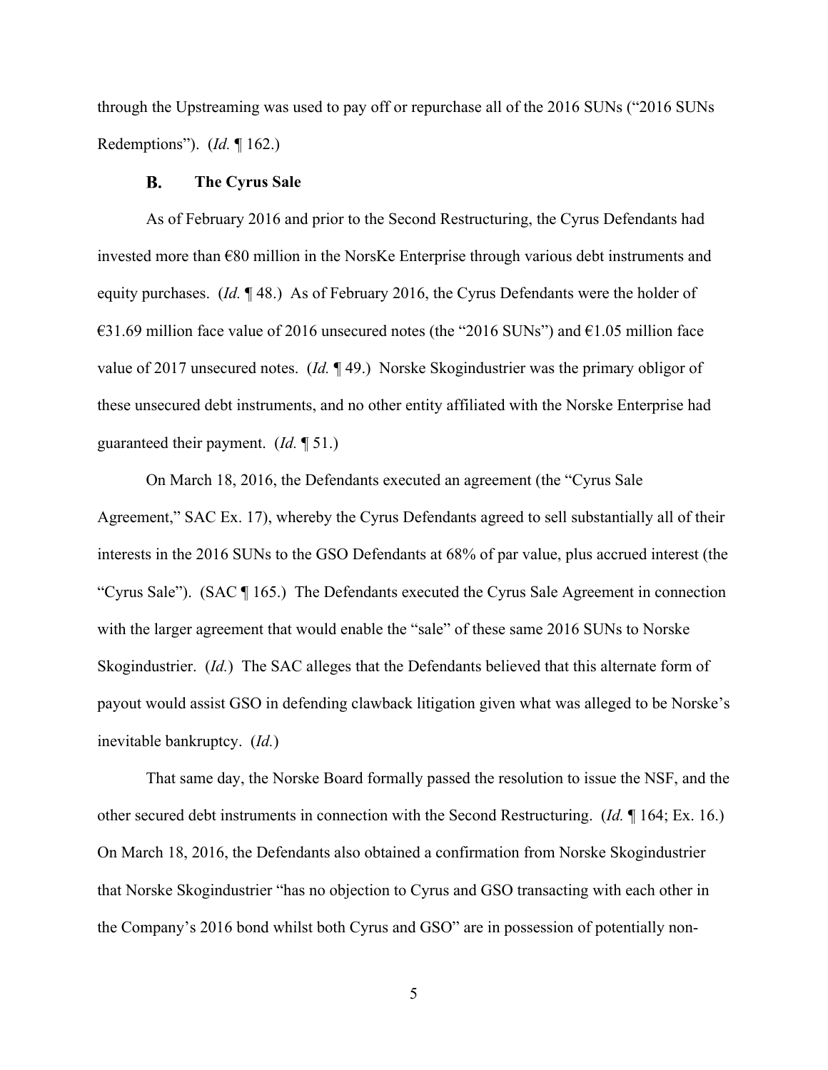through the Upstreaming was used to pay off or repurchase all of the 2016 SUNs ("2016 SUNs Redemptions"). (*Id.* ¶ 162.)

### B. The Cyrus Sale

As of February 2016 and prior to the Second Restructuring, the Cyrus Defendants had invested more than €80 million in the NorsKe Enterprise through various debt instruments and equity purchases. (*Id.* ¶ 48.) As of February 2016, the Cyrus Defendants were the holder of €31.69 million face value of 2016 unsecured notes (the "2016 SUNs") and €1.05 million face value of 2017 unsecured notes. (*Id.* ¶ 49.) Norske Skogindustrier was the primary obligor of these unsecured debt instruments, and no other entity affiliated with the Norske Enterprise had guaranteed their payment. (*Id.* ¶ 51.)

On March 18, 2016, the Defendants executed an agreement (the "Cyrus Sale Agreement," SAC Ex. 17), whereby the Cyrus Defendants agreed to sell substantially all of their interests in the 2016 SUNs to the GSO Defendants at 68% of par value, plus accrued interest (the "Cyrus Sale"). (SAC ¶ 165.) The Defendants executed the Cyrus Sale Agreement in connection with the larger agreement that would enable the "sale" of these same 2016 SUNs to Norske Skogindustrier. (*Id.*) The SAC alleges that the Defendants believed that this alternate form of payout would assist GSO in defending clawback litigation given what was alleged to be Norske's inevitable bankruptcy. (*Id.*)

That same day, the Norske Board formally passed the resolution to issue the NSF, and the other secured debt instruments in connection with the Second Restructuring. (*Id.* ¶ 164; Ex. 16.) On March 18, 2016, the Defendants also obtained a confirmation from Norske Skogindustrier that Norske Skogindustrier "has no objection to Cyrus and GSO transacting with each other in the Company's 2016 bond whilst both Cyrus and GSO" are in possession of potentially non-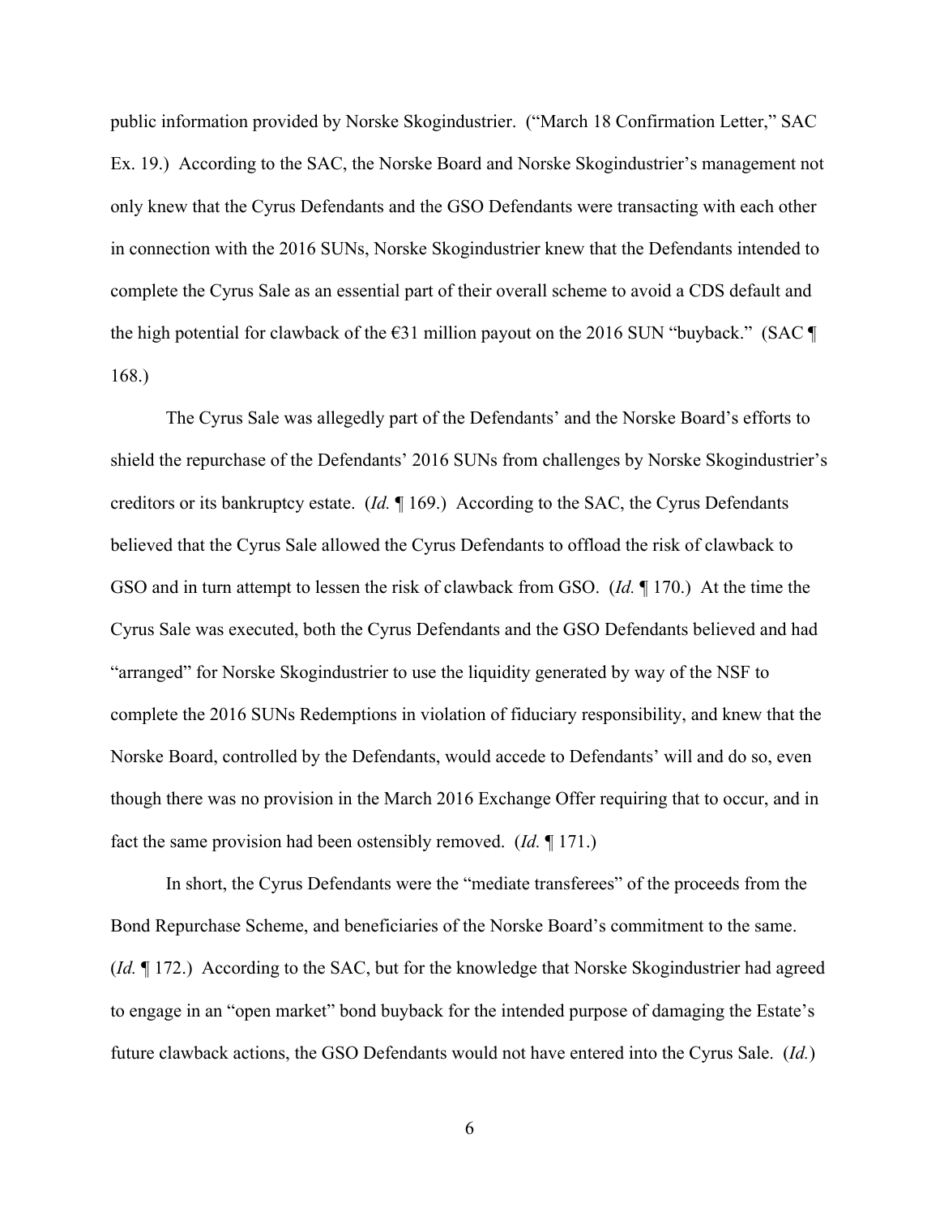public information provided by Norske Skogindustrier. ("March 18 Confirmation Letter," SAC Ex. 19.) According to the SAC, the Norske Board and Norske Skogindustrier's management not only knew that the Cyrus Defendants and the GSO Defendants were transacting with each other in connection with the 2016 SUNs, Norske Skogindustrier knew that the Defendants intended to complete the Cyrus Sale as an essential part of their overall scheme to avoid a CDS default and the high potential for clawback of the €31 million payout on the 2016 SUN "buyback." (SAC ¶ 168.)

The Cyrus Sale was allegedly part of the Defendants' and the Norske Board's efforts to shield the repurchase of the Defendants' 2016 SUNs from challenges by Norske Skogindustrier's creditors or its bankruptcy estate. (*Id.* ¶ 169.) According to the SAC, the Cyrus Defendants believed that the Cyrus Sale allowed the Cyrus Defendants to offload the risk of clawback to GSO and in turn attempt to lessen the risk of clawback from GSO. (*Id.* ¶ 170.) At the time the Cyrus Sale was executed, both the Cyrus Defendants and the GSO Defendants believed and had "arranged" for Norske Skogindustrier to use the liquidity generated by way of the NSF to complete the 2016 SUNs Redemptions in violation of fiduciary responsibility, and knew that the Norske Board, controlled by the Defendants, would accede to Defendants' will and do so, even though there was no provision in the March 2016 Exchange Offer requiring that to occur, and in fact the same provision had been ostensibly removed. (*Id.* ¶ 171.)

In short, the Cyrus Defendants were the "mediate transferees" of the proceeds from the Bond Repurchase Scheme, and beneficiaries of the Norske Board's commitment to the same. (*Id.* ¶ 172.) According to the SAC, but for the knowledge that Norske Skogindustrier had agreed to engage in an "open market" bond buyback for the intended purpose of damaging the Estate's future clawback actions, the GSO Defendants would not have entered into the Cyrus Sale. (*Id.*)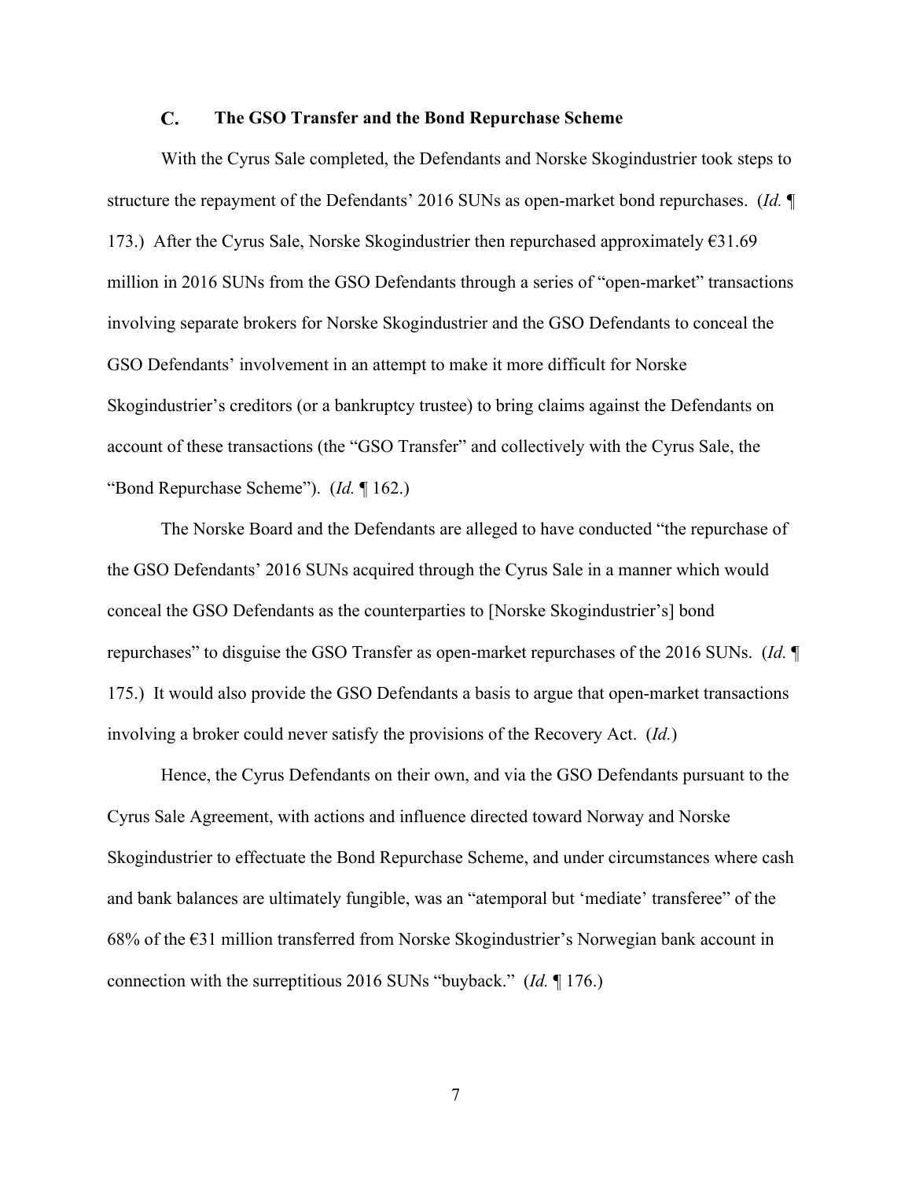### C. The GSO Transfer and the Bond Repurchase Scheme

With the Cyrus Sale completed, the Defendants and Norske Skogindustrier took steps to structure the repayment of the Defendants' 2016 SUNs as open-market bond repurchases. (*Id.* ¶ 173.) After the Cyrus Sale, Norske Skogindustrier then repurchased approximately €31.69 million in 2016 SUNs from the GSO Defendants through a series of "open-market" transactions involving separate brokers for Norske Skogindustrier and the GSO Defendants to conceal the GSO Defendants' involvement in an attempt to make it more difficult for Norske Skogindustrier's creditors (or a bankruptcy trustee) to bring claims against the Defendants on account of these transactions (the "GSO Transfer" and collectively with the Cyrus Sale, the "Bond Repurchase Scheme"). (*Id.* ¶ 162.)

The Norske Board and the Defendants are alleged to have conducted "the repurchase of the GSO Defendants' 2016 SUNs acquired through the Cyrus Sale in a manner which would conceal the GSO Defendants as the counterparties to [Norske Skogindustrier's] bond repurchases" to disguise the GSO Transfer as open-market repurchases of the 2016 SUNs. (*Id.* ¶ 175.) It would also provide the GSO Defendants a basis to argue that open-market transactions involving a broker could never satisfy the provisions of the Recovery Act. (*Id.*)

Hence, the Cyrus Defendants on their own, and via the GSO Defendants pursuant to the Cyrus Sale Agreement, with actions and influence directed toward Norway and Norske Skogindustrier to effectuate the Bond Repurchase Scheme, and under circumstances where cash and bank balances are ultimately fungible, was an "atemporal but 'mediate' transferee" of the 68% of the €31 million transferred from Norske Skogindustrier's Norwegian bank account in connection with the surreptitious 2016 SUNs "buyback." (*Id.* ¶ 176.)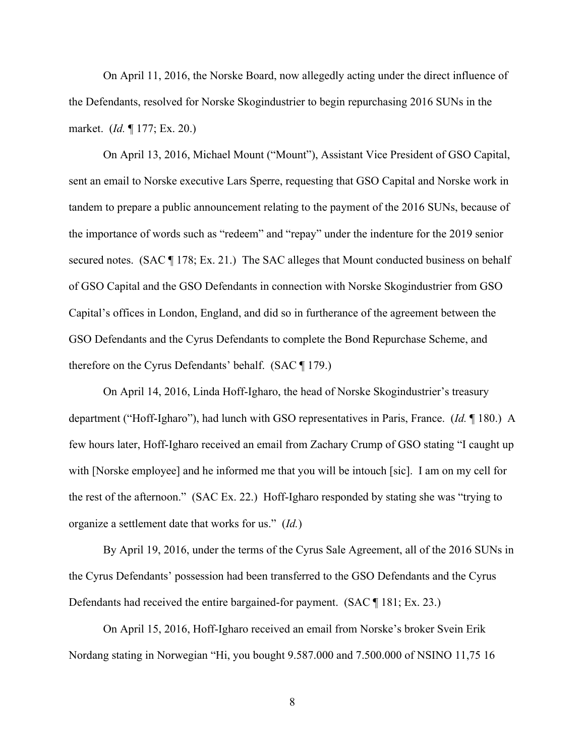On April 11, 2016, the Norske Board, now allegedly acting under the direct influence of the Defendants, resolved for Norske Skogindustrier to begin repurchasing 2016 SUNs in the market. (*Id.* ¶ 177; Ex. 20.)

On April 13, 2016, Michael Mount ("Mount"), Assistant Vice President of GSO Capital, sent an email to Norske executive Lars Sperre, requesting that GSO Capital and Norske work in tandem to prepare a public announcement relating to the payment of the 2016 SUNs, because of the importance of words such as "redeem" and "repay" under the indenture for the 2019 senior secured notes. (SAC ¶ 178; Ex. 21.) The SAC alleges that Mount conducted business on behalf of GSO Capital and the GSO Defendants in connection with Norske Skogindustrier from GSO Capital's offices in London, England, and did so in furtherance of the agreement between the GSO Defendants and the Cyrus Defendants to complete the Bond Repurchase Scheme, and therefore on the Cyrus Defendants' behalf. (SAC ¶ 179.)

On April 14, 2016, Linda Hoff-Igharo, the head of Norske Skogindustrier's treasury department ("Hoff-Igharo"), had lunch with GSO representatives in Paris, France. (*Id.* ¶ 180.) A few hours later, Hoff-Igharo received an email from Zachary Crump of GSO stating "I caught up with [Norske employee] and he informed me that you will be intouch [sic]. I am on my cell for the rest of the afternoon." (SAC Ex. 22.) Hoff-Igharo responded by stating she was "trying to organize a settlement date that works for us." (*Id.*)

By April 19, 2016, under the terms of the Cyrus Sale Agreement, all of the 2016 SUNs in the Cyrus Defendants' possession had been transferred to the GSO Defendants and the Cyrus Defendants had received the entire bargained-for payment. (SAC ¶ 181; Ex. 23.)

On April 15, 2016, Hoff-Igharo received an email from Norske's broker Svein Erik Nordang stating in Norwegian "Hi, you bought 9.587.000 and 7.500.000 of NSINO 11,75 16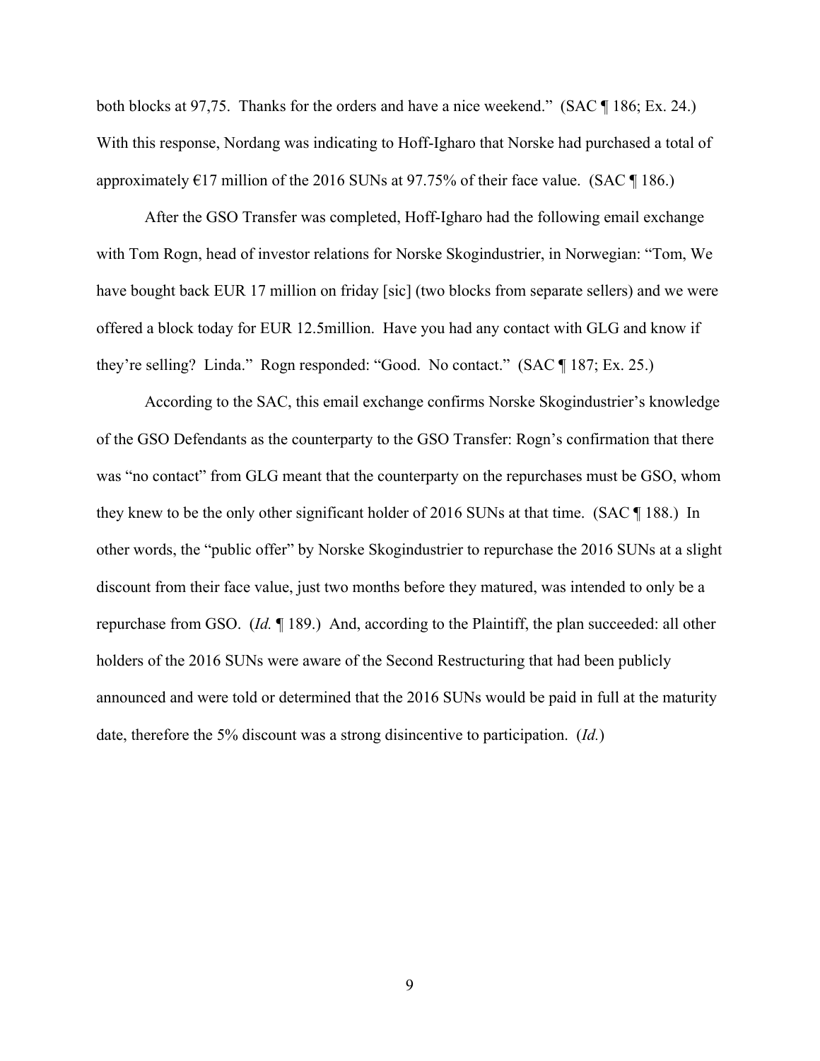both blocks at 97,75. Thanks for the orders and have a nice weekend." (SAC ¶ 186; Ex. 24.) With this response, Nordang was indicating to Hoff-Igharo that Norske had purchased a total of approximately €17 million of the 2016 SUNs at 97.75% of their face value. (SAC ¶ 186.)

After the GSO Transfer was completed, Hoff-Igharo had the following email exchange with Tom Rogn, head of investor relations for Norske Skogindustrier, in Norwegian: "Tom, We have bought back EUR 17 million on friday [sic] (two blocks from separate sellers) and we were offered a block today for EUR 12.5million. Have you had any contact with GLG and know if they're selling? Linda." Rogn responded: "Good. No contact." (SAC ¶ 187; Ex. 25.)

According to the SAC, this email exchange confirms Norske Skogindustrier's knowledge of the GSO Defendants as the counterparty to the GSO Transfer: Rogn's confirmation that there was "no contact" from GLG meant that the counterparty on the repurchases must be GSO, whom they knew to be the only other significant holder of 2016 SUNs at that time. (SAC ¶ 188.) In other words, the "public offer" by Norske Skogindustrier to repurchase the 2016 SUNs at a slight discount from their face value, just two months before they matured, was intended to only be a repurchase from GSO. (*Id.* ¶ 189.) And, according to the Plaintiff, the plan succeeded: all other holders of the 2016 SUNs were aware of the Second Restructuring that had been publicly announced and were told or determined that the 2016 SUNs would be paid in full at the maturity date, therefore the 5% discount was a strong disincentive to participation. (*Id.*)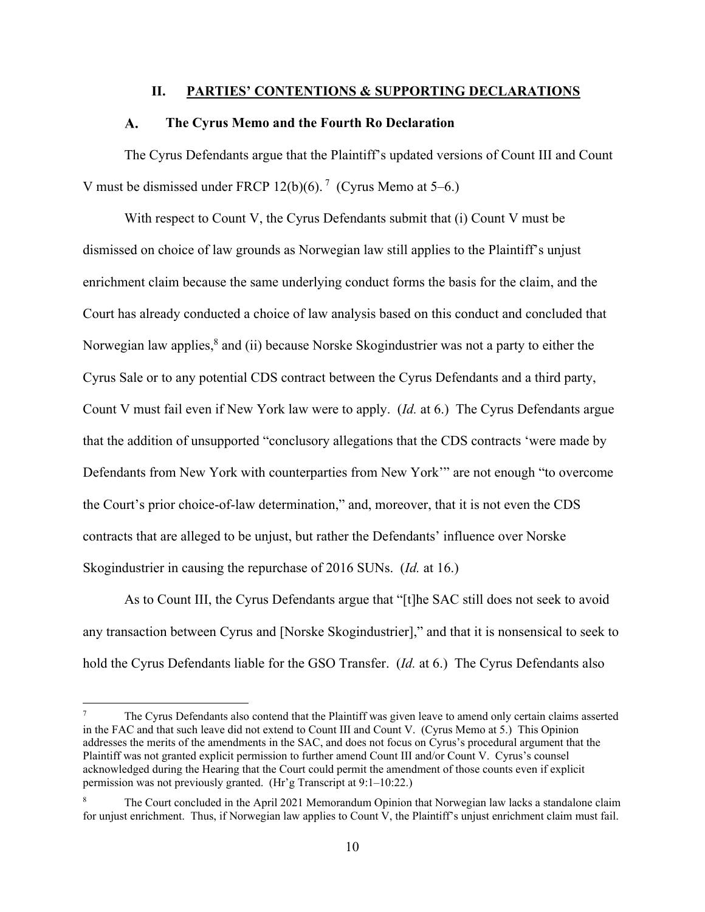## II. PARTIES' CONTENTIONS & SUPPORTING DECLARATIONS

### A. The Cyrus Memo and the Fourth Ro Declaration

The Cyrus Defendants argue that the Plaintiff's updated versions of Count III and Count V must be dismissed under FRCP 12(b)(6).[7] (Cyrus Memo at 5–6.)

With respect to Count V, the Cyrus Defendants submit that (i) Count V must be dismissed on choice of law grounds as Norwegian law still applies to the Plaintiff's unjust enrichment claim because the same underlying conduct forms the basis for the claim, and the Court has already conducted a choice of law analysis based on this conduct and concluded that Norwegian law applies,[8] and (ii) because Norske Skogindustrier was not a party to either the Cyrus Sale or to any potential CDS contract between the Cyrus Defendants and a third party, Count V must fail even if New York law were to apply. (*Id.* at 6.) The Cyrus Defendants argue that the addition of unsupported "conclusory allegations that the CDS contracts 'were made by Defendants from New York with counterparties from New York'" are not enough "to overcome the Court's prior choice-of-law determination," and, moreover, that it is not even the CDS contracts that are alleged to be unjust, but rather the Defendants' influence over Norske Skogindustrier in causing the repurchase of 2016 SUNs. (*Id.* at 16.)

As to Count III, the Cyrus Defendants argue that "[t]he SAC still does not seek to avoid any transaction between Cyrus and [Norske Skogindustrier]," and that it is nonsensical to seek to hold the Cyrus Defendants liable for the GSO Transfer. (*Id.* at 6.) The Cyrus Defendants also

---

[7] The Cyrus Defendants also contend that the Plaintiff was given leave to amend only certain claims asserted in the FAC and that such leave did not extend to Count III and Count V. (Cyrus Memo at 5.) This Opinion addresses the merits of the amendments in the SAC, and does not focus on Cyrus's procedural argument that the Plaintiff was not granted explicit permission to further amend Count III and/or Count V. Cyrus's counsel acknowledged during the Hearing that the Court could permit the amendment of those counts even if explicit permission was not previously granted. (Hr'g Transcript at 9:1–10:22.)

[8] The Court concluded in the April 2021 Memorandum Opinion that Norwegian law lacks a standalone claim for unjust enrichment. Thus, if Norwegian law applies to Count V, the Plaintiff's unjust enrichment claim must fail.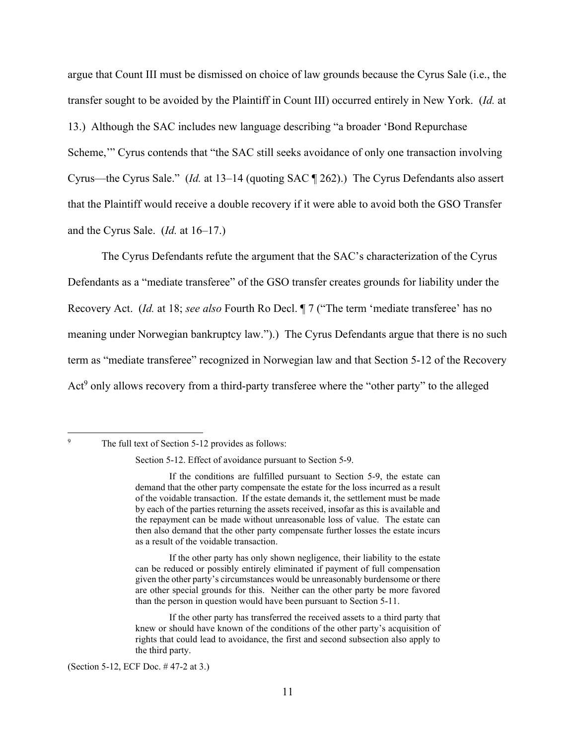argue that Count III must be dismissed on choice of law grounds because the Cyrus Sale (i.e., the transfer sought to be avoided by the Plaintiff in Count III) occurred entirely in New York. (*Id.* at 13.) Although the SAC includes new language describing "a broader 'Bond Repurchase Scheme,'" Cyrus contends that "the SAC still seeks avoidance of only one transaction involving Cyrus—the Cyrus Sale." (*Id.* at 13–14 (quoting SAC ¶ 262).) The Cyrus Defendants also assert that the Plaintiff would receive a double recovery if it were able to avoid both the GSO Transfer and the Cyrus Sale. (*Id.* at 16–17.)

The Cyrus Defendants refute the argument that the SAC's characterization of the Cyrus Defendants as a "mediate transferee" of the GSO transfer creates grounds for liability under the Recovery Act. (*Id.* at 18; *see also* Fourth Ro Decl. ¶ 7 ("The term 'mediate transferee' has no meaning under Norwegian bankruptcy law.").) The Cyrus Defendants argue that there is no such term as "mediate transferee" recognized in Norwegian law and that Section 5-12 of the Recovery Act[9] only allows recovery from a third-party transferee where the "other party" to the alleged

---

[9] The full text of Section 5-12 provides as follows:

> Section 5-12. Effect of avoidance pursuant to Section 5-9.
>
> If the conditions are fulfilled pursuant to Section 5-9, the estate can demand that the other party compensate the estate for the loss incurred as a result of the voidable transaction. If the estate demands it, the settlement must be made by each of the parties returning the assets received, insofar as this is available and the repayment can be made without unreasonable loss of value. The estate can then also demand that the other party compensate further losses the estate incurs as a result of the voidable transaction.
>
> If the other party has only shown negligence, their liability to the estate can be reduced or possibly entirely eliminated if payment of full compensation given the other party's circumstances would be unreasonably burdensome or there are other special grounds for this. Neither can the other party be more favored than the person in question would have been pursuant to Section 5-11.
>
> If the other party has transferred the received assets to a third party that knew or should have known of the conditions of the other party's acquisition of rights that could lead to avoidance, the first and second subsection also apply to the third party.

(Section 5-12, ECF Doc. # 47-2 at 3.)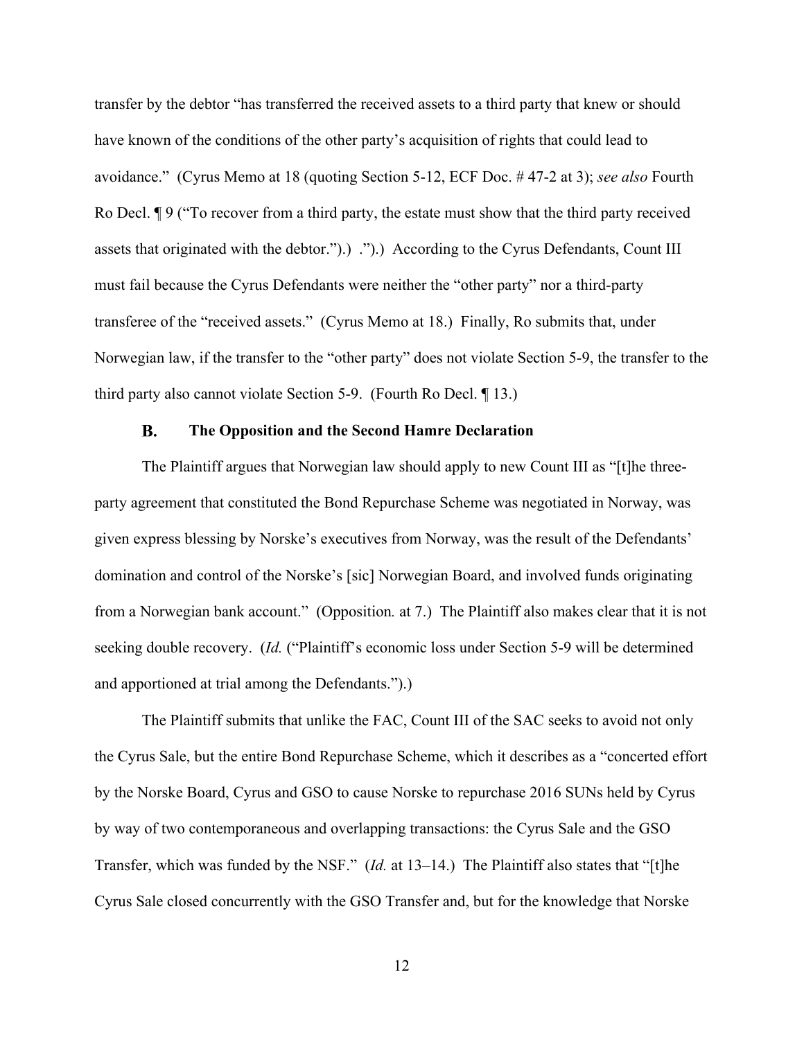transfer by the debtor "has transferred the received assets to a third party that knew or should have known of the conditions of the other party's acquisition of rights that could lead to avoidance." (Cyrus Memo at 18 (quoting Section 5-12, ECF Doc. # 47-2 at 3); *see also* Fourth Ro Decl. ¶ 9 ("To recover from a third party, the estate must show that the third party received assets that originated with the debtor.").) .").) According to the Cyrus Defendants, Count III must fail because the Cyrus Defendants were neither the "other party" nor a third-party transferee of the "received assets." (Cyrus Memo at 18.) Finally, Ro submits that, under Norwegian law, if the transfer to the "other party" does not violate Section 5-9, the transfer to the third party also cannot violate Section 5-9. (Fourth Ro Decl. ¶ 13.)

### B. The Opposition and the Second Hamre Declaration

The Plaintiff argues that Norwegian law should apply to new Count III as "[t]he three-party agreement that constituted the Bond Repurchase Scheme was negotiated in Norway, was given express blessing by Norske's executives from Norway, was the result of the Defendants' domination and control of the Norske's [sic] Norwegian Board, and involved funds originating from a Norwegian bank account." (Opposition*.* at 7.) The Plaintiff also makes clear that it is not seeking double recovery. (*Id.* ("Plaintiff's economic loss under Section 5-9 will be determined and apportioned at trial among the Defendants.").)

The Plaintiff submits that unlike the FAC, Count III of the SAC seeks to avoid not only the Cyrus Sale, but the entire Bond Repurchase Scheme, which it describes as a "concerted effort by the Norske Board, Cyrus and GSO to cause Norske to repurchase 2016 SUNs held by Cyrus by way of two contemporaneous and overlapping transactions: the Cyrus Sale and the GSO Transfer, which was funded by the NSF." (*Id.* at 13–14.) The Plaintiff also states that "[t]he Cyrus Sale closed concurrently with the GSO Transfer and, but for the knowledge that Norske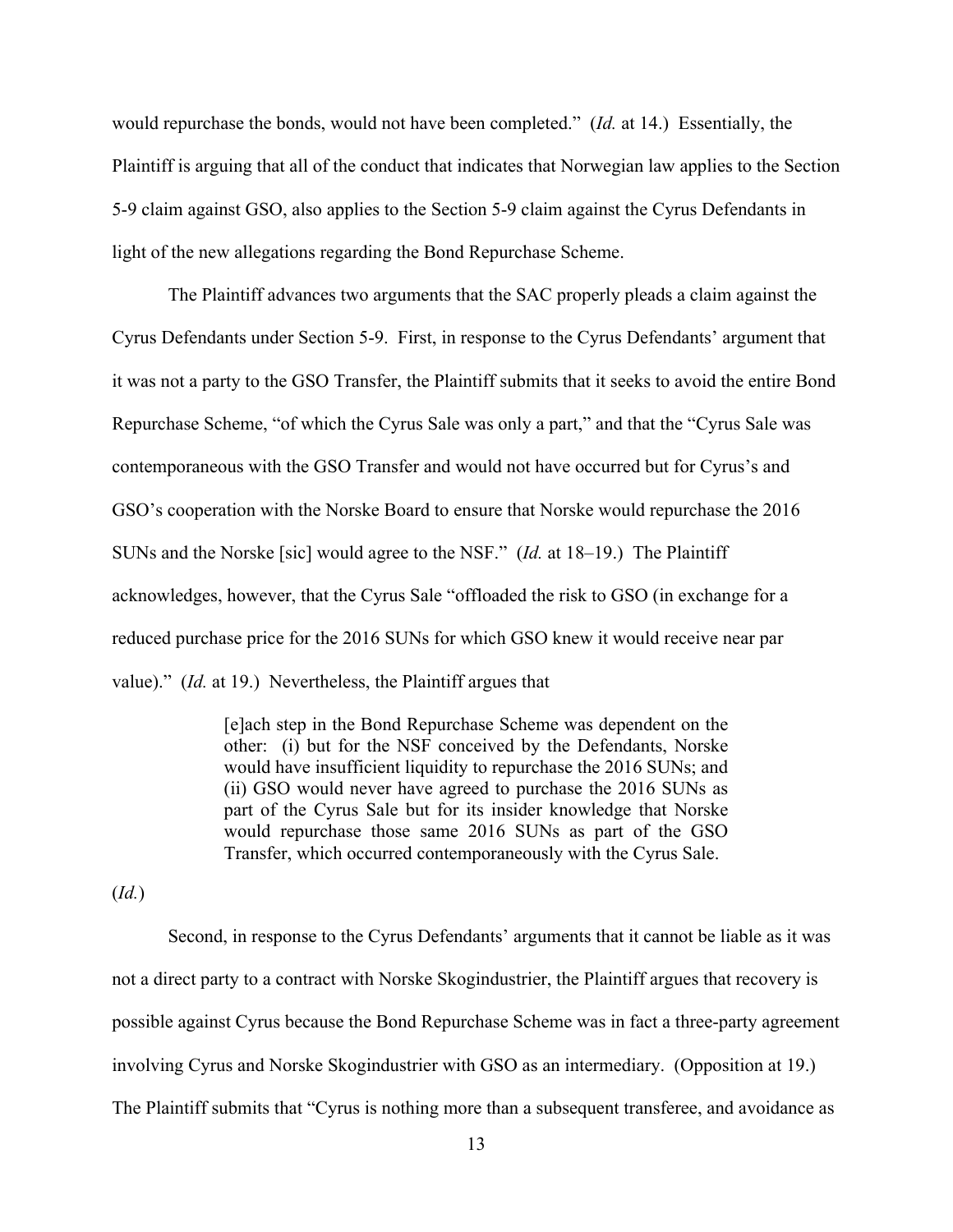would repurchase the bonds, would not have been completed." (*Id.* at 14.) Essentially, the Plaintiff is arguing that all of the conduct that indicates that Norwegian law applies to the Section 5-9 claim against GSO, also applies to the Section 5-9 claim against the Cyrus Defendants in light of the new allegations regarding the Bond Repurchase Scheme.

The Plaintiff advances two arguments that the SAC properly pleads a claim against the Cyrus Defendants under Section 5-9. First, in response to the Cyrus Defendants' argument that it was not a party to the GSO Transfer, the Plaintiff submits that it seeks to avoid the entire Bond Repurchase Scheme, "of which the Cyrus Sale was only a part," and that the "Cyrus Sale was contemporaneous with the GSO Transfer and would not have occurred but for Cyrus's and GSO's cooperation with the Norske Board to ensure that Norske would repurchase the 2016 SUNs and the Norske [sic] would agree to the NSF." (*Id.* at 18–19.) The Plaintiff acknowledges, however, that the Cyrus Sale "offloaded the risk to GSO (in exchange for a reduced purchase price for the 2016 SUNs for which GSO knew it would receive near par value)." (*Id.* at 19.) Nevertheless, the Plaintiff argues that

> [e]ach step in the Bond Repurchase Scheme was dependent on the other: (i) but for the NSF conceived by the Defendants, Norske would have insufficient liquidity to repurchase the 2016 SUNs; and (ii) GSO would never have agreed to purchase the 2016 SUNs as part of the Cyrus Sale but for its insider knowledge that Norske would repurchase those same 2016 SUNs as part of the GSO Transfer, which occurred contemporaneously with the Cyrus Sale.

(*Id.*)

Second, in response to the Cyrus Defendants' arguments that it cannot be liable as it was not a direct party to a contract with Norske Skogindustrier, the Plaintiff argues that recovery is possible against Cyrus because the Bond Repurchase Scheme was in fact a three-party agreement involving Cyrus and Norske Skogindustrier with GSO as an intermediary. (Opposition at 19.) The Plaintiff submits that "Cyrus is nothing more than a subsequent transferee, and avoidance as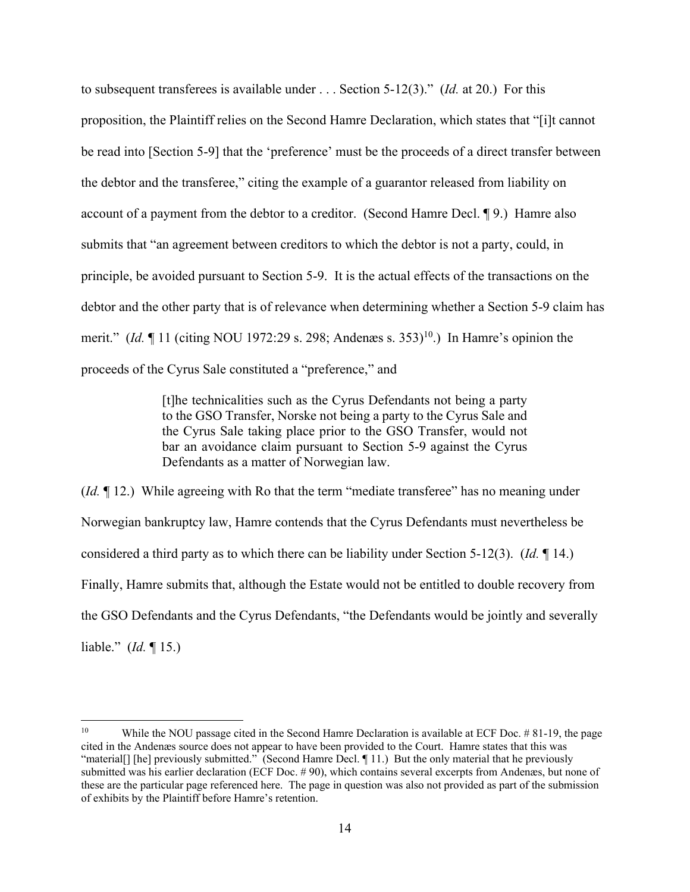to subsequent transferees is available under . . . Section 5-12(3)." (*Id.* at 20.) For this proposition, the Plaintiff relies on the Second Hamre Declaration, which states that "[i]t cannot be read into [Section 5-9] that the 'preference' must be the proceeds of a direct transfer between the debtor and the transferee," citing the example of a guarantor released from liability on account of a payment from the debtor to a creditor. (Second Hamre Decl. ¶ 9.) Hamre also submits that "an agreement between creditors to which the debtor is not a party, could, in principle, be avoided pursuant to Section 5-9. It is the actual effects of the transactions on the debtor and the other party that is of relevance when determining whether a Section 5-9 claim has merit." (*Id.* ¶ 11 (citing NOU 1972:29 s. 298; Andenæs s. 353)[10].) In Hamre's opinion the proceeds of the Cyrus Sale constituted a "preference," and

> [t]he technicalities such as the Cyrus Defendants not being a party to the GSO Transfer, Norske not being a party to the Cyrus Sale and the Cyrus Sale taking place prior to the GSO Transfer, would not bar an avoidance claim pursuant to Section 5-9 against the Cyrus Defendants as a matter of Norwegian law.

(*Id.* ¶ 12.) While agreeing with Ro that the term "mediate transferee" has no meaning under Norwegian bankruptcy law, Hamre contends that the Cyrus Defendants must nevertheless be considered a third party as to which there can be liability under Section 5-12(3). (*Id.* ¶ 14.) Finally, Hamre submits that, although the Estate would not be entitled to double recovery from the GSO Defendants and the Cyrus Defendants, "the Defendants would be jointly and severally liable." (*Id.* ¶ 15.)

---

[10] While the NOU passage cited in the Second Hamre Declaration is available at ECF Doc. # 81-19, the page cited in the Andenæs source does not appear to have been provided to the Court. Hamre states that this was "material[] [he] previously submitted." (Second Hamre Decl. ¶ 11.) But the only material that he previously submitted was his earlier declaration (ECF Doc. # 90), which contains several excerpts from Andenæs, but none of these are the particular page referenced here. The page in question was also not provided as part of the submission of exhibits by the Plaintiff before Hamre's retention.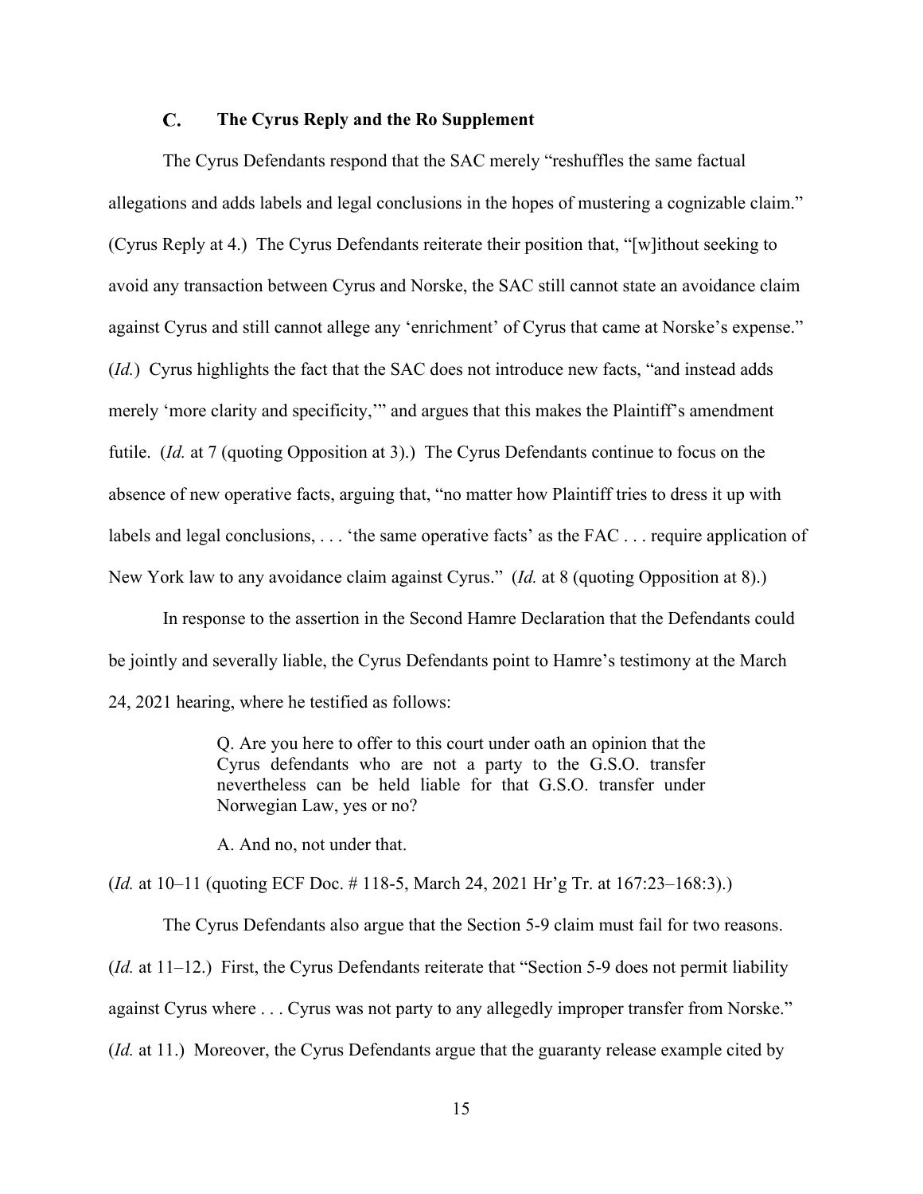### C. The Cyrus Reply and the Ro Supplement

The Cyrus Defendants respond that the SAC merely "reshuffles the same factual allegations and adds labels and legal conclusions in the hopes of mustering a cognizable claim." (Cyrus Reply at 4.) The Cyrus Defendants reiterate their position that, "[w]ithout seeking to avoid any transaction between Cyrus and Norske, the SAC still cannot state an avoidance claim against Cyrus and still cannot allege any 'enrichment' of Cyrus that came at Norske's expense." (*Id.*) Cyrus highlights the fact that the SAC does not introduce new facts, "and instead adds merely 'more clarity and specificity,'" and argues that this makes the Plaintiff's amendment futile. (*Id.* at 7 (quoting Opposition at 3).) The Cyrus Defendants continue to focus on the absence of new operative facts, arguing that, "no matter how Plaintiff tries to dress it up with labels and legal conclusions, . . . 'the same operative facts' as the FAC . . . require application of New York law to any avoidance claim against Cyrus." (*Id.* at 8 (quoting Opposition at 8).)

In response to the assertion in the Second Hamre Declaration that the Defendants could be jointly and severally liable, the Cyrus Defendants point to Hamre's testimony at the March 24, 2021 hearing, where he testified as follows:

> Q. Are you here to offer to this court under oath an opinion that the Cyrus defendants who are not a party to the G.S.O. transfer nevertheless can be held liable for that G.S.O. transfer under Norwegian Law, yes or no?
>
> A. And no, not under that.

(*Id.* at 10–11 (quoting ECF Doc. # 118-5, March 24, 2021 Hr'g Tr. at 167:23–168:3).)

The Cyrus Defendants also argue that the Section 5-9 claim must fail for two reasons. (*Id.* at 11–12.) First, the Cyrus Defendants reiterate that "Section 5-9 does not permit liability against Cyrus where . . . Cyrus was not party to any allegedly improper transfer from Norske." (*Id.* at 11.) Moreover, the Cyrus Defendants argue that the guaranty release example cited by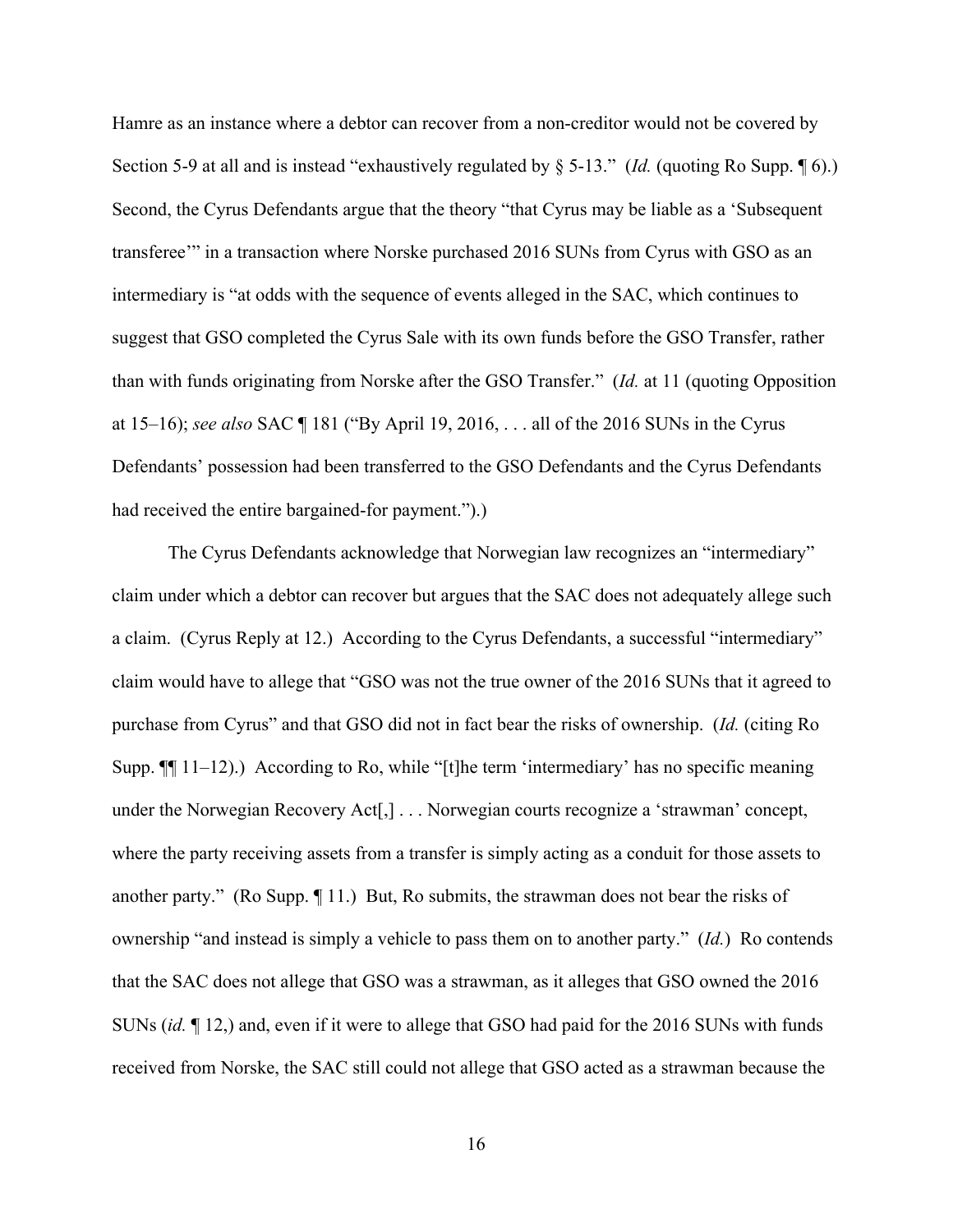Hamre as an instance where a debtor can recover from a non-creditor would not be covered by Section 5-9 at all and is instead "exhaustively regulated by § 5-13." (*Id.* (quoting Ro Supp. ¶ 6).) Second, the Cyrus Defendants argue that the theory "that Cyrus may be liable as a 'Subsequent transferee'" in a transaction where Norske purchased 2016 SUNs from Cyrus with GSO as an intermediary is "at odds with the sequence of events alleged in the SAC, which continues to suggest that GSO completed the Cyrus Sale with its own funds before the GSO Transfer, rather than with funds originating from Norske after the GSO Transfer." (*Id.* at 11 (quoting Opposition at 15–16); *see also* SAC ¶ 181 ("By April 19, 2016, . . . all of the 2016 SUNs in the Cyrus Defendants' possession had been transferred to the GSO Defendants and the Cyrus Defendants had received the entire bargained-for payment.").)

The Cyrus Defendants acknowledge that Norwegian law recognizes an "intermediary" claim under which a debtor can recover but argues that the SAC does not adequately allege such a claim. (Cyrus Reply at 12.) According to the Cyrus Defendants, a successful "intermediary" claim would have to allege that "GSO was not the true owner of the 2016 SUNs that it agreed to purchase from Cyrus" and that GSO did not in fact bear the risks of ownership. (*Id.* (citing Ro Supp. ¶¶ 11–12).) According to Ro, while "[t]he term 'intermediary' has no specific meaning under the Norwegian Recovery Act[,] . . . Norwegian courts recognize a 'strawman' concept, where the party receiving assets from a transfer is simply acting as a conduit for those assets to another party." (Ro Supp. ¶ 11.) But, Ro submits, the strawman does not bear the risks of ownership "and instead is simply a vehicle to pass them on to another party." (*Id.*) Ro contends that the SAC does not allege that GSO was a strawman, as it alleges that GSO owned the 2016 SUNs (*id.* ¶ 12,) and, even if it were to allege that GSO had paid for the 2016 SUNs with funds received from Norske, the SAC still could not allege that GSO acted as a strawman because the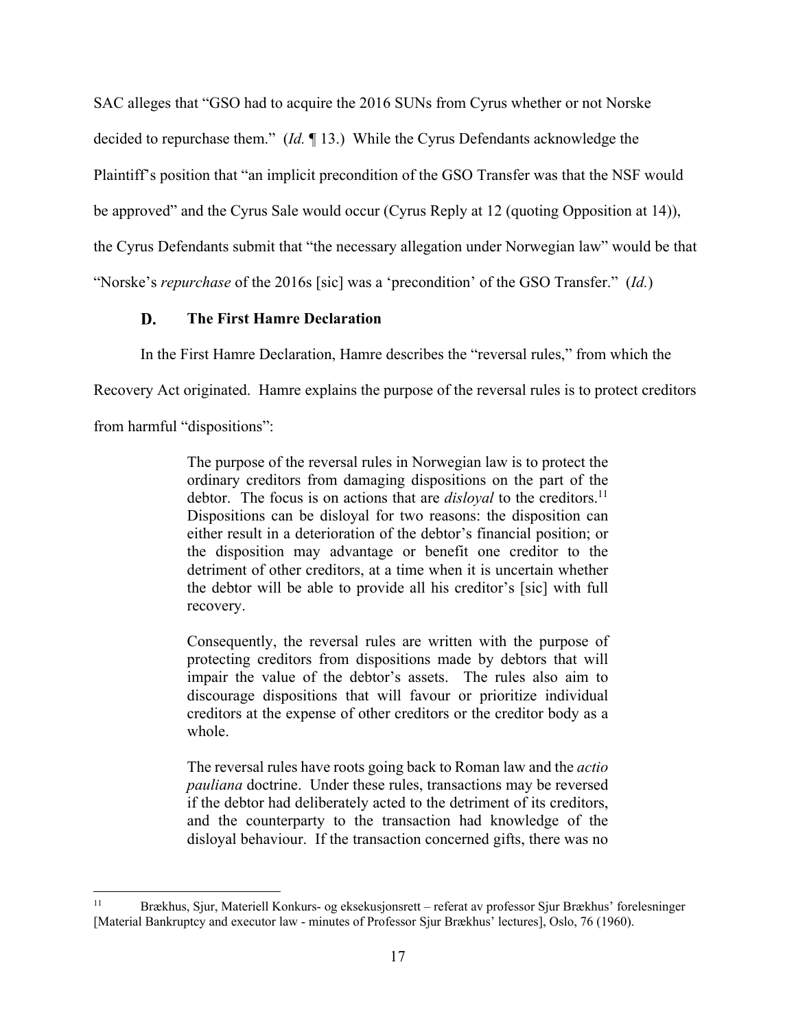SAC alleges that "GSO had to acquire the 2016 SUNs from Cyrus whether or not Norske decided to repurchase them." (*Id.* ¶ 13.) While the Cyrus Defendants acknowledge the Plaintiff's position that "an implicit precondition of the GSO Transfer was that the NSF would be approved" and the Cyrus Sale would occur (Cyrus Reply at 12 (quoting Opposition at 14)), the Cyrus Defendants submit that "the necessary allegation under Norwegian law" would be that "Norske's *repurchase* of the 2016s [sic] was a 'precondition' of the GSO Transfer." (*Id.*)

### D. The First Hamre Declaration

In the First Hamre Declaration, Hamre describes the "reversal rules," from which the Recovery Act originated. Hamre explains the purpose of the reversal rules is to protect creditors from harmful "dispositions":

> The purpose of the reversal rules in Norwegian law is to protect the ordinary creditors from damaging dispositions on the part of the debtor. The focus is on actions that are *disloyal* to the creditors.[11] Dispositions can be disloyal for two reasons: the disposition can either result in a deterioration of the debtor's financial position; or the disposition may advantage or benefit one creditor to the detriment of other creditors, at a time when it is uncertain whether the debtor will be able to provide all his creditor's [sic] with full recovery.
>
> Consequently, the reversal rules are written with the purpose of protecting creditors from dispositions made by debtors that will impair the value of the debtor's assets. The rules also aim to discourage dispositions that will favour or prioritize individual creditors at the expense of other creditors or the creditor body as a whole.
>
> The reversal rules have roots going back to Roman law and the *actio pauliana* doctrine. Under these rules, transactions may be reversed if the debtor had deliberately acted to the detriment of its creditors, and the counterparty to the transaction had knowledge of the disloyal behaviour. If the transaction concerned gifts, there was no

[11] Brækhus, Sjur, Materiell Konkurs- og eksekusjonsrett – referat av professor Sjur Brækhus' forelesninger [Material Bankruptcy and executor law - minutes of Professor Sjur Brækhus' lectures], Oslo, 76 (1960).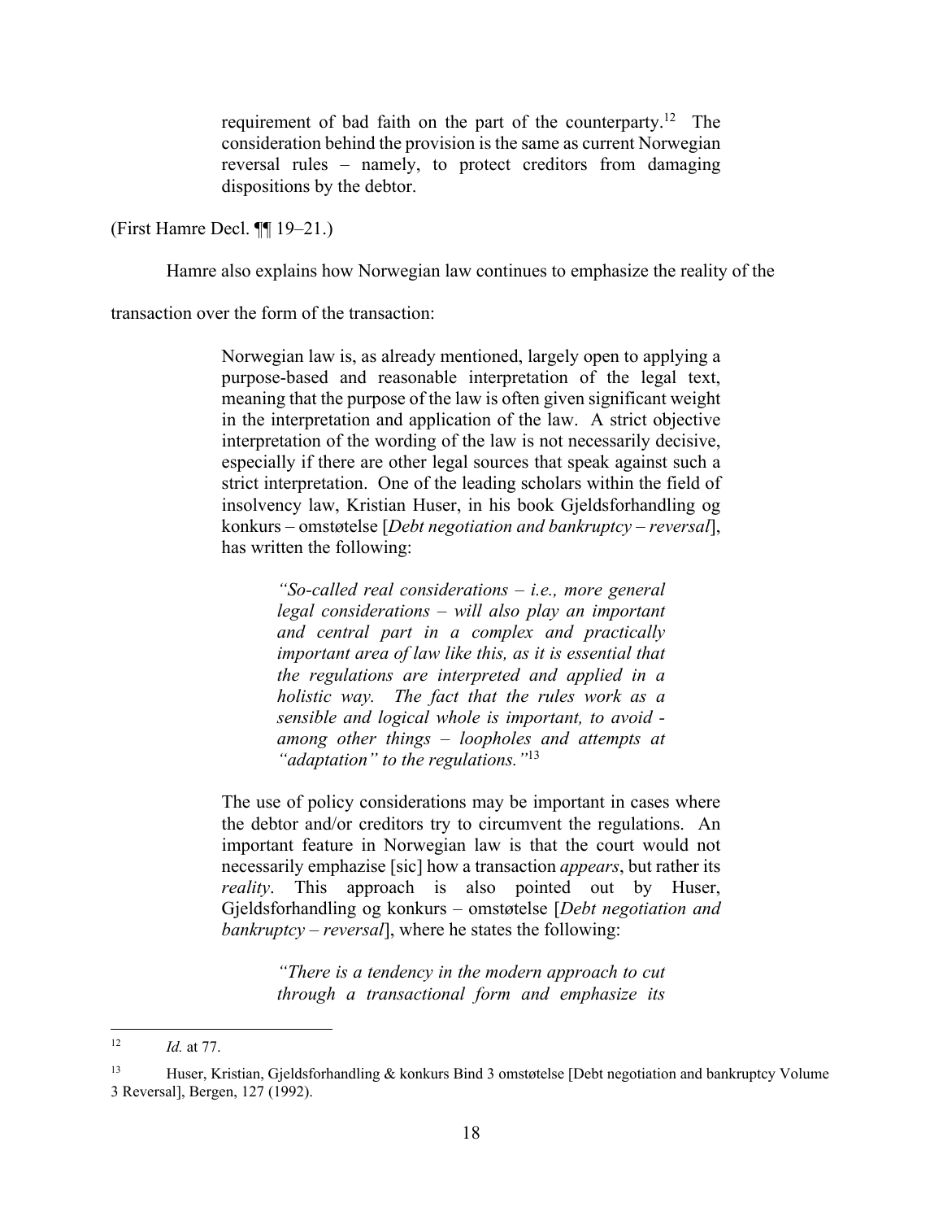> requirement of bad faith on the part of the counterparty.[12] The consideration behind the provision is the same as current Norwegian reversal rules – namely, to protect creditors from damaging dispositions by the debtor.

(First Hamre Decl. ¶¶ 19–21.)

Hamre also explains how Norwegian law continues to emphasize the reality of the transaction over the form of the transaction:

> Norwegian law is, as already mentioned, largely open to applying a purpose-based and reasonable interpretation of the legal text, meaning that the purpose of the law is often given significant weight in the interpretation and application of the law. A strict objective interpretation of the wording of the law is not necessarily decisive, especially if there are other legal sources that speak against such a strict interpretation. One of the leading scholars within the field of insolvency law, Kristian Huser, in his book Gjeldsforhandling og konkurs – omstøtelse [*Debt negotiation and bankruptcy – reversal*], has written the following:
>
> > *"So-called real considerations – i.e., more general legal considerations – will also play an important and central part in a complex and practically important area of law like this, as it is essential that the regulations are interpreted and applied in a holistic way. The fact that the rules work as a sensible and logical whole is important, to avoid - among other things – loopholes and attempts at "adaptation" to the regulations."*[13]
>
> The use of policy considerations may be important in cases where the debtor and/or creditors try to circumvent the regulations. An important feature in Norwegian law is that the court would not necessarily emphasize [sic] how a transaction *appears*, but rather its *reality*. This approach is also pointed out by Huser, Gjeldsforhandling og konkurs – omstøtelse [*Debt negotiation and bankruptcy – reversal*], where he states the following:
>
> > *"There is a tendency in the modern approach to cut through a transactional form and emphasize its*

---

[12] *Id.* at 77.

[13] Huser, Kristian, Gjeldsforhandling & konkurs Bind 3 omstøtelse [Debt negotiation and bankruptcy Volume 3 Reversal], Bergen, 127 (1992).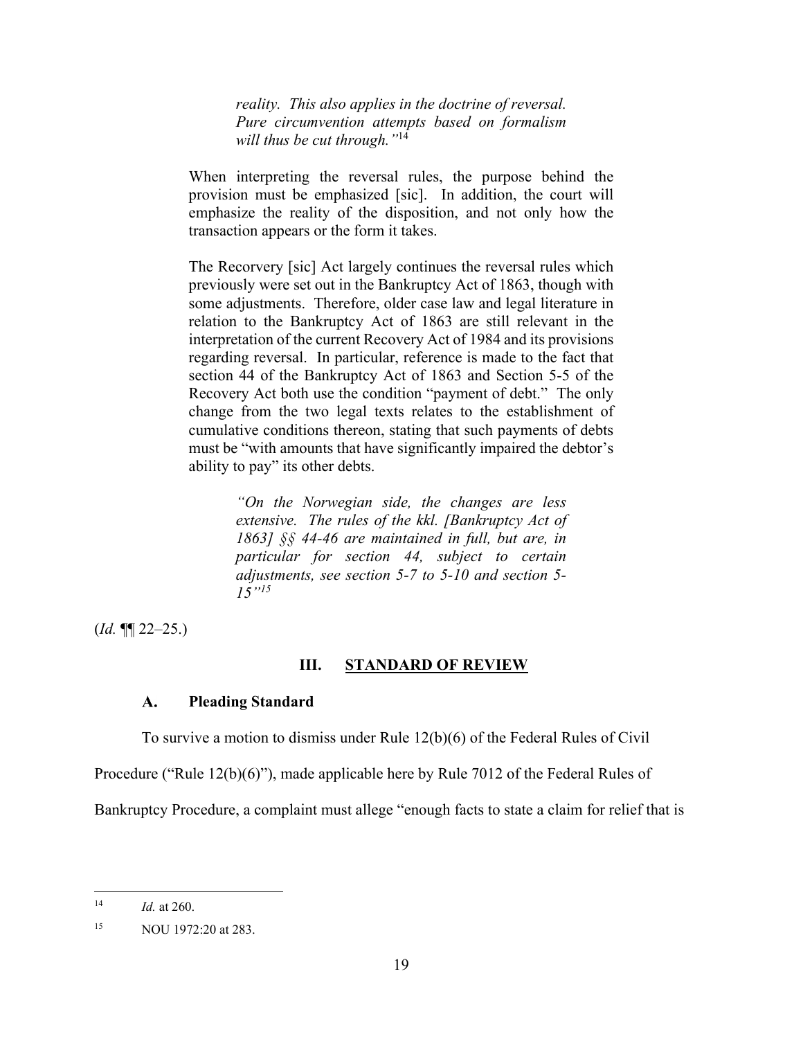> *reality. This also applies in the doctrine of reversal. Pure circumvention attempts based on formalism will thus be cut through."*[14]

> When interpreting the reversal rules, the purpose behind the provision must be emphasized [sic]. In addition, the court will emphasize the reality of the disposition, and not only how the transaction appears or the form it takes.
>
> The Recorvery [sic] Act largely continues the reversal rules which previously were set out in the Bankruptcy Act of 1863, though with some adjustments. Therefore, older case law and legal literature in relation to the Bankruptcy Act of 1863 are still relevant in the interpretation of the current Recovery Act of 1984 and its provisions regarding reversal. In particular, reference is made to the fact that section 44 of the Bankruptcy Act of 1863 and Section 5-5 of the Recovery Act both use the condition "payment of debt." The only change from the two legal texts relates to the establishment of cumulative conditions thereon, stating that such payments of debts must be "with amounts that have significantly impaired the debtor's ability to pay" its other debts.
>
> > *"On the Norwegian side, the changes are less extensive. The rules of the kkl. [Bankruptcy Act of 1863] §§ 44-46 are maintained in full, but are, in particular for section 44, subject to certain adjustments, see section 5-7 to 5-10 and section 5-15"*[15]

(*Id.* ¶¶ 22–25.)

## III. STANDARD OF REVIEW

### A. Pleading Standard

To survive a motion to dismiss under Rule 12(b)(6) of the Federal Rules of Civil Procedure ("Rule 12(b)(6)"), made applicable here by Rule 7012 of the Federal Rules of Bankruptcy Procedure, a complaint must allege "enough facts to state a claim for relief that is

---

[14] *Id.* at 260.

[15] NOU 1972:20 at 283.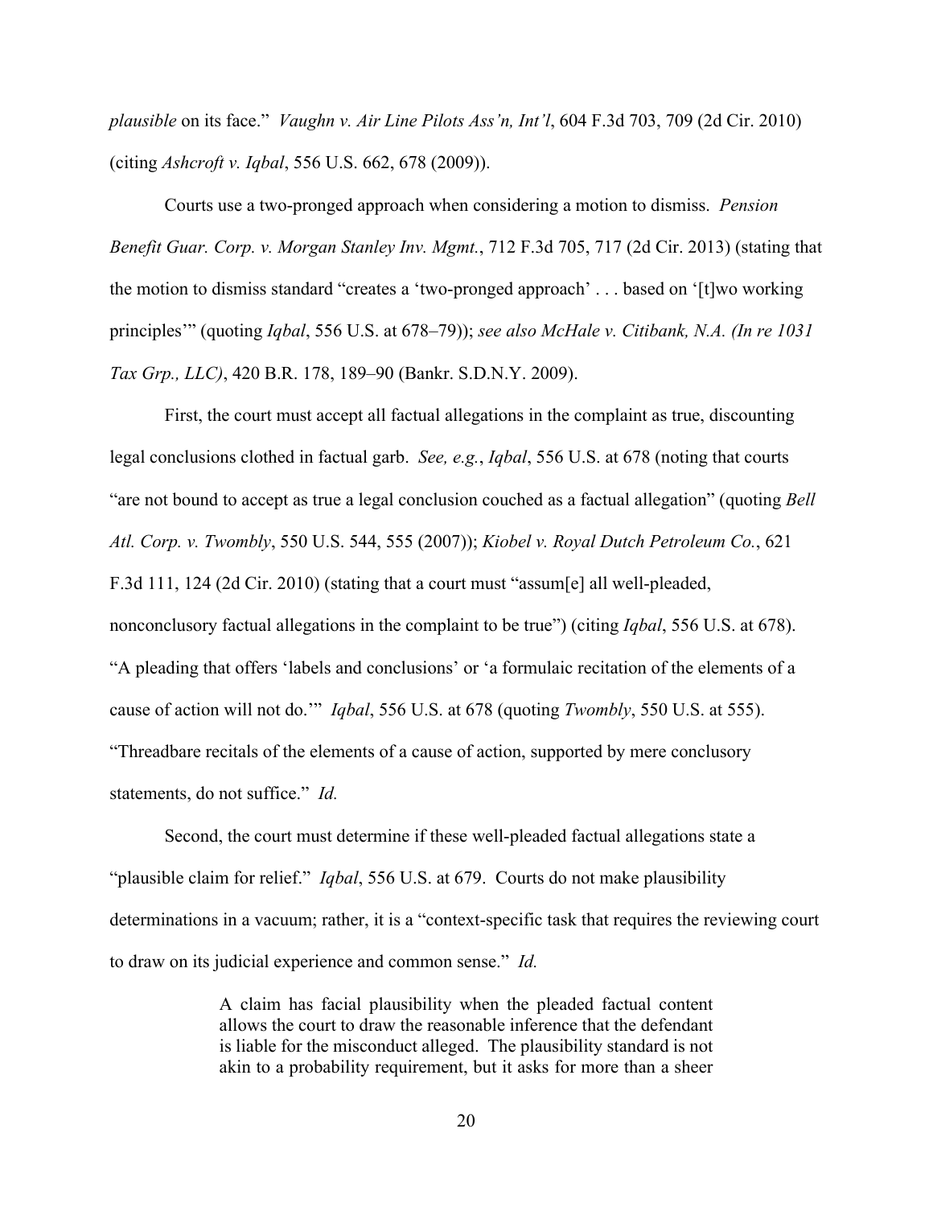*plausible* on its face." *Vaughn v. Air Line Pilots Ass'n, Int'l*, 604 F.3d 703, 709 (2d Cir. 2010) (citing *Ashcroft v. Iqbal*, 556 U.S. 662, 678 (2009)).

Courts use a two-pronged approach when considering a motion to dismiss. *Pension Benefit Guar. Corp. v. Morgan Stanley Inv. Mgmt.*, 712 F.3d 705, 717 (2d Cir. 2013) (stating that the motion to dismiss standard "creates a 'two-pronged approach' . . . based on '[t]wo working principles'" (quoting *Iqbal*, 556 U.S. at 678–79)); *see also McHale v. Citibank, N.A. (In re 1031 Tax Grp., LLC)*, 420 B.R. 178, 189–90 (Bankr. S.D.N.Y. 2009).

First, the court must accept all factual allegations in the complaint as true, discounting legal conclusions clothed in factual garb. *See, e.g.*, *Iqbal*, 556 U.S. at 678 (noting that courts "are not bound to accept as true a legal conclusion couched as a factual allegation" (quoting *Bell Atl. Corp. v. Twombly*, 550 U.S. 544, 555 (2007)); *Kiobel v. Royal Dutch Petroleum Co.*, 621 F.3d 111, 124 (2d Cir. 2010) (stating that a court must "assum[e] all well-pleaded, nonconclusory factual allegations in the complaint to be true") (citing *Iqbal*, 556 U.S. at 678). "A pleading that offers 'labels and conclusions' or 'a formulaic recitation of the elements of a cause of action will not do.'" *Iqbal*, 556 U.S. at 678 (quoting *Twombly*, 550 U.S. at 555). "Threadbare recitals of the elements of a cause of action, supported by mere conclusory statements, do not suffice." *Id.*

Second, the court must determine if these well-pleaded factual allegations state a "plausible claim for relief." *Iqbal*, 556 U.S. at 679. Courts do not make plausibility determinations in a vacuum; rather, it is a "context-specific task that requires the reviewing court to draw on its judicial experience and common sense." *Id.*

> A claim has facial plausibility when the pleaded factual content allows the court to draw the reasonable inference that the defendant is liable for the misconduct alleged. The plausibility standard is not akin to a probability requirement, but it asks for more than a sheer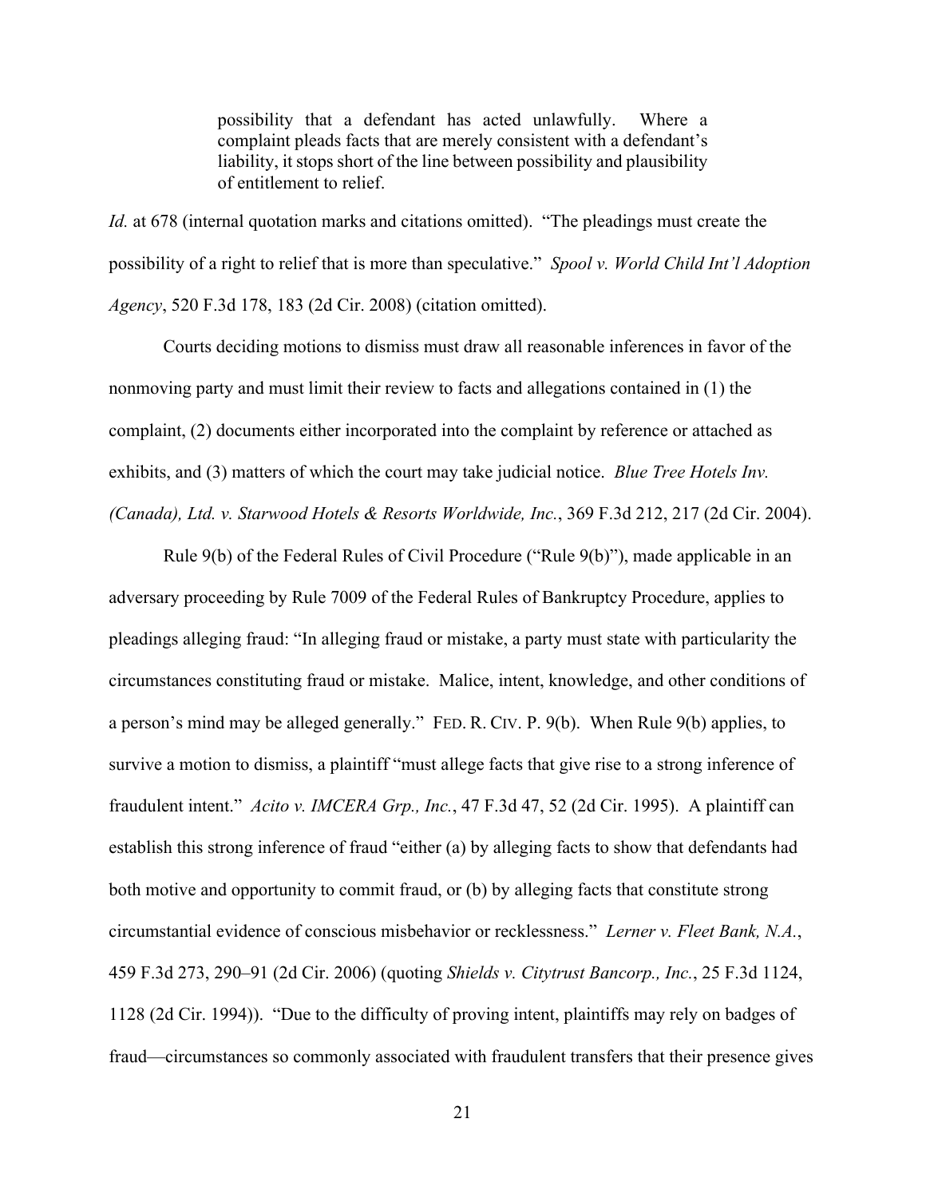> possibility that a defendant has acted unlawfully. Where a complaint pleads facts that are merely consistent with a defendant's liability, it stops short of the line between possibility and plausibility of entitlement to relief.

*Id.* at 678 (internal quotation marks and citations omitted). "The pleadings must create the possibility of a right to relief that is more than speculative." *Spool v. World Child Int'l Adoption Agency*, 520 F.3d 178, 183 (2d Cir. 2008) (citation omitted).

Courts deciding motions to dismiss must draw all reasonable inferences in favor of the nonmoving party and must limit their review to facts and allegations contained in (1) the complaint, (2) documents either incorporated into the complaint by reference or attached as exhibits, and (3) matters of which the court may take judicial notice. *Blue Tree Hotels Inv. (Canada), Ltd. v. Starwood Hotels & Resorts Worldwide, Inc.*, 369 F.3d 212, 217 (2d Cir. 2004).

Rule 9(b) of the Federal Rules of Civil Procedure ("Rule 9(b)"), made applicable in an adversary proceeding by Rule 7009 of the Federal Rules of Bankruptcy Procedure, applies to pleadings alleging fraud: "In alleging fraud or mistake, a party must state with particularity the circumstances constituting fraud or mistake. Malice, intent, knowledge, and other conditions of a person's mind may be alleged generally." FED. R. CIV. P. 9(b). When Rule 9(b) applies, to survive a motion to dismiss, a plaintiff "must allege facts that give rise to a strong inference of fraudulent intent." *Acito v. IMCERA Grp., Inc.*, 47 F.3d 47, 52 (2d Cir. 1995). A plaintiff can establish this strong inference of fraud "either (a) by alleging facts to show that defendants had both motive and opportunity to commit fraud, or (b) by alleging facts that constitute strong circumstantial evidence of conscious misbehavior or recklessness." *Lerner v. Fleet Bank, N.A.*, 459 F.3d 273, 290–91 (2d Cir. 2006) (quoting *Shields v. Citytrust Bancorp., Inc.*, 25 F.3d 1124, 1128 (2d Cir. 1994)). "Due to the difficulty of proving intent, plaintiffs may rely on badges of fraud—circumstances so commonly associated with fraudulent transfers that their presence gives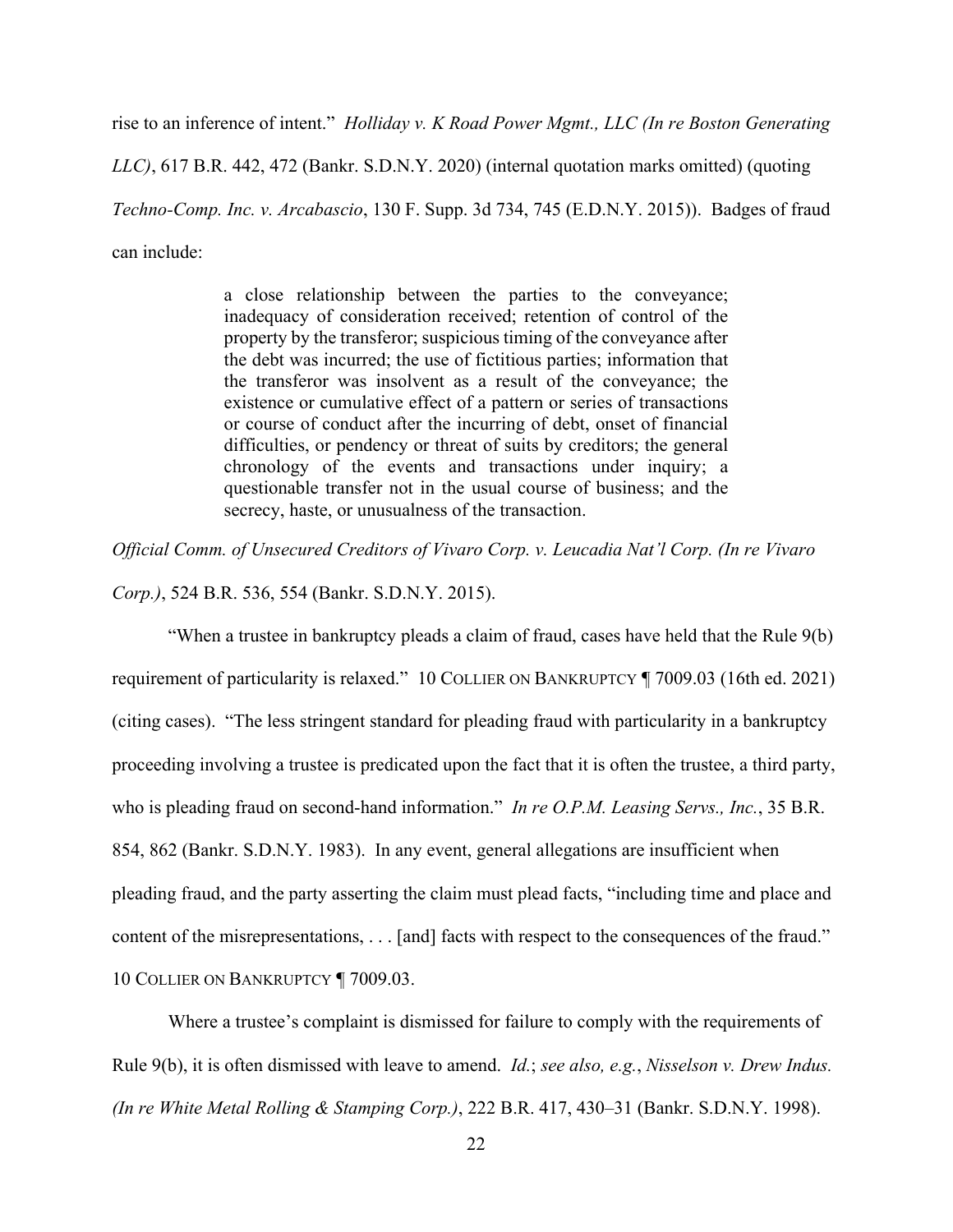rise to an inference of intent." *Holliday v. K Road Power Mgmt., LLC (In re Boston Generating LLC)*, 617 B.R. 442, 472 (Bankr. S.D.N.Y. 2020) (internal quotation marks omitted) (quoting *Techno-Comp. Inc. v. Arcabascio*, 130 F. Supp. 3d 734, 745 (E.D.N.Y. 2015)). Badges of fraud can include:

> a close relationship between the parties to the conveyance; inadequacy of consideration received; retention of control of the property by the transferor; suspicious timing of the conveyance after the debt was incurred; the use of fictitious parties; information that the transferor was insolvent as a result of the conveyance; the existence or cumulative effect of a pattern or series of transactions or course of conduct after the incurring of debt, onset of financial difficulties, or pendency or threat of suits by creditors; the general chronology of the events and transactions under inquiry; a questionable transfer not in the usual course of business; and the secrecy, haste, or unusualness of the transaction.

*Official Comm. of Unsecured Creditors of Vivaro Corp. v. Leucadia Nat'l Corp. (In re Vivaro Corp.)*, 524 B.R. 536, 554 (Bankr. S.D.N.Y. 2015).

"When a trustee in bankruptcy pleads a claim of fraud, cases have held that the Rule 9(b) requirement of particularity is relaxed." 10 COLLIER ON BANKRUPTCY ¶ 7009.03 (16th ed. 2021) (citing cases). "The less stringent standard for pleading fraud with particularity in a bankruptcy proceeding involving a trustee is predicated upon the fact that it is often the trustee, a third party, who is pleading fraud on second-hand information." *In re O.P.M. Leasing Servs., Inc.*, 35 B.R. 854, 862 (Bankr. S.D.N.Y. 1983). In any event, general allegations are insufficient when pleading fraud, and the party asserting the claim must plead facts, "including time and place and content of the misrepresentations, . . . [and] facts with respect to the consequences of the fraud." 10 COLLIER ON BANKRUPTCY ¶ 7009.03.

Where a trustee's complaint is dismissed for failure to comply with the requirements of Rule 9(b), it is often dismissed with leave to amend. *Id.*; *see also, e.g.*, *Nisselson v. Drew Indus. (In re White Metal Rolling & Stamping Corp.)*, 222 B.R. 417, 430–31 (Bankr. S.D.N.Y. 1998).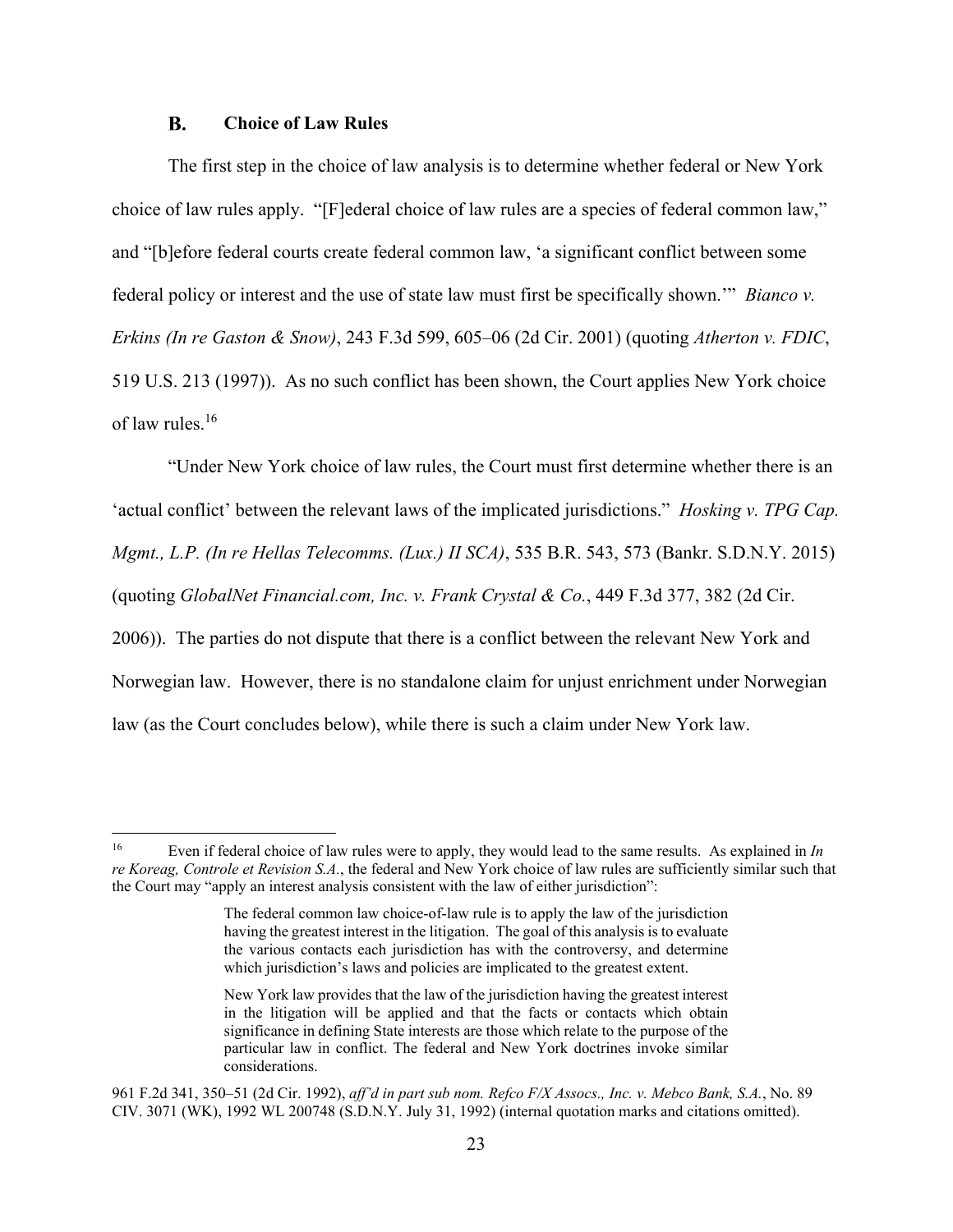### B. Choice of Law Rules

The first step in the choice of law analysis is to determine whether federal or New York choice of law rules apply. "[F]ederal choice of law rules are a species of federal common law," and "[b]efore federal courts create federal common law, 'a significant conflict between some federal policy or interest and the use of state law must first be specifically shown.'" *Bianco v. Erkins (In re Gaston & Snow)*, 243 F.3d 599, 605–06 (2d Cir. 2001) (quoting *Atherton v. FDIC*, 519 U.S. 213 (1997)). As no such conflict has been shown, the Court applies New York choice of law rules.[16]

"Under New York choice of law rules, the Court must first determine whether there is an 'actual conflict' between the relevant laws of the implicated jurisdictions." *Hosking v. TPG Cap. Mgmt., L.P. (In re Hellas Telecomms. (Lux.) II SCA)*, 535 B.R. 543, 573 (Bankr. S.D.N.Y. 2015) (quoting *GlobalNet Financial.com, Inc. v. Frank Crystal & Co.*, 449 F.3d 377, 382 (2d Cir. 2006)). The parties do not dispute that there is a conflict between the relevant New York and Norwegian law. However, there is no standalone claim for unjust enrichment under Norwegian law (as the Court concludes below), while there is such a claim under New York law.

---

[16] Even if federal choice of law rules were to apply, they would lead to the same results. As explained in *In re Koreag, Controle et Revision S.A.*, the federal and New York choice of law rules are sufficiently similar such that the Court may "apply an interest analysis consistent with the law of either jurisdiction":

> The federal common law choice-of-law rule is to apply the law of the jurisdiction having the greatest interest in the litigation. The goal of this analysis is to evaluate the various contacts each jurisdiction has with the controversy, and determine which jurisdiction's laws and policies are implicated to the greatest extent.
>
> New York law provides that the law of the jurisdiction having the greatest interest in the litigation will be applied and that the facts or contacts which obtain significance in defining State interests are those which relate to the purpose of the particular law in conflict. The federal and New York doctrines invoke similar considerations.

961 F.2d 341, 350–51 (2d Cir. 1992), *aff'd in part sub nom. Refco F/X Assocs., Inc. v. Mebco Bank, S.A.*, No. 89 CIV. 3071 (WK), 1992 WL 200748 (S.D.N.Y. July 31, 1992) (internal quotation marks and citations omitted).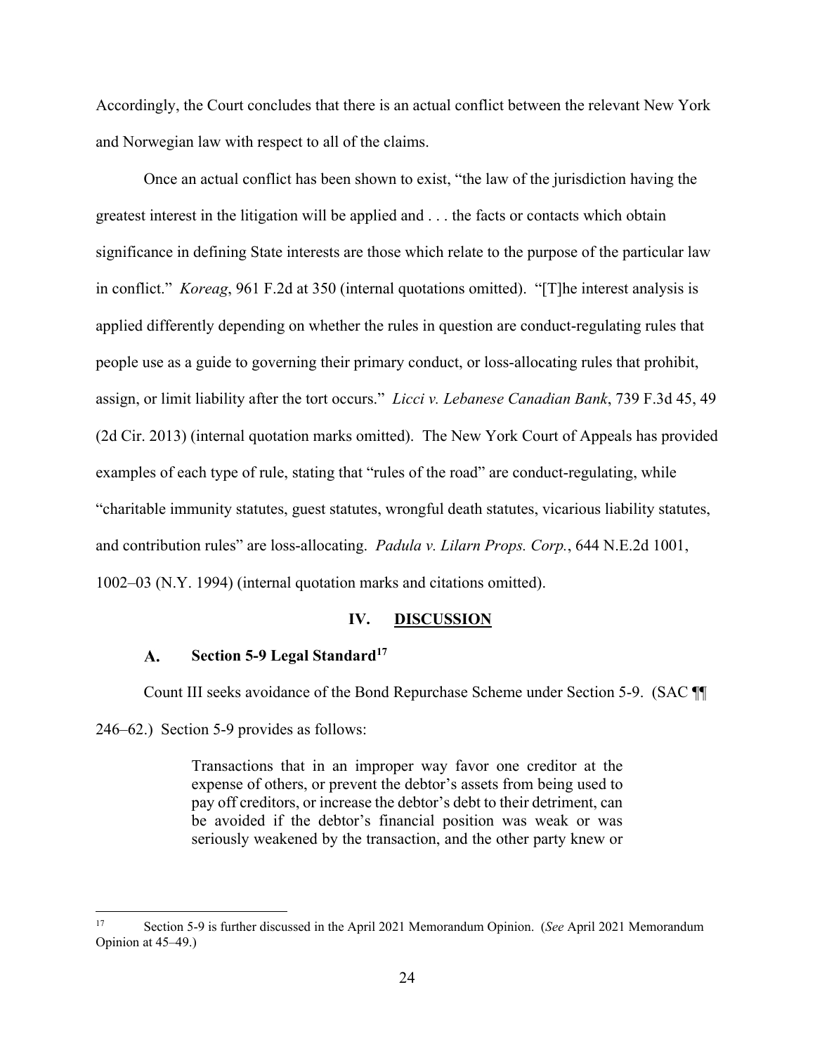Accordingly, the Court concludes that there is an actual conflict between the relevant New York and Norwegian law with respect to all of the claims.

Once an actual conflict has been shown to exist, "the law of the jurisdiction having the greatest interest in the litigation will be applied and . . . the facts or contacts which obtain significance in defining State interests are those which relate to the purpose of the particular law in conflict." *Koreag*, 961 F.2d at 350 (internal quotations omitted). "[T]he interest analysis is applied differently depending on whether the rules in question are conduct-regulating rules that people use as a guide to governing their primary conduct, or loss-allocating rules that prohibit, assign, or limit liability after the tort occurs." *Licci v. Lebanese Canadian Bank*, 739 F.3d 45, 49 (2d Cir. 2013) (internal quotation marks omitted). The New York Court of Appeals has provided examples of each type of rule, stating that "rules of the road" are conduct-regulating, while "charitable immunity statutes, guest statutes, wrongful death statutes, vicarious liability statutes, and contribution rules" are loss-allocating. *Padula v. Lilarn Props. Corp.*, 644 N.E.2d 1001, 1002–03 (N.Y. 1994) (internal quotation marks and citations omitted).

## IV. DISCUSSION

### A. Section 5-9 Legal Standard[17]

Count III seeks avoidance of the Bond Repurchase Scheme under Section 5-9. (SAC ¶¶ 246–62.) Section 5-9 provides as follows:

> Transactions that in an improper way favor one creditor at the expense of others, or prevent the debtor's assets from being used to pay off creditors, or increase the debtor's debt to their detriment, can be avoided if the debtor's financial position was weak or was seriously weakened by the transaction, and the other party knew or

[17] Section 5-9 is further discussed in the April 2021 Memorandum Opinion. (*See* April 2021 Memorandum Opinion at 45–49.)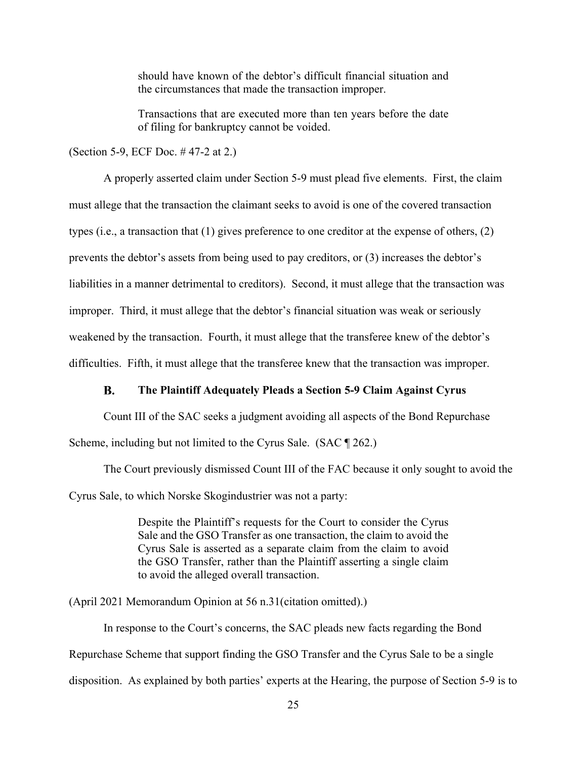> should have known of the debtor's difficult financial situation and the circumstances that made the transaction improper.
>
> Transactions that are executed more than ten years before the date of filing for bankruptcy cannot be voided.

(Section 5-9, ECF Doc. # 47-2 at 2.)

A properly asserted claim under Section 5-9 must plead five elements. First, the claim must allege that the transaction the claimant seeks to avoid is one of the covered transaction types (i.e., a transaction that (1) gives preference to one creditor at the expense of others, (2) prevents the debtor's assets from being used to pay creditors, or (3) increases the debtor's liabilities in a manner detrimental to creditors). Second, it must allege that the transaction was improper. Third, it must allege that the debtor's financial situation was weak or seriously weakened by the transaction. Fourth, it must allege that the transferee knew of the debtor's difficulties. Fifth, it must allege that the transferee knew that the transaction was improper.

### B. The Plaintiff Adequately Pleads a Section 5-9 Claim Against Cyrus

Count III of the SAC seeks a judgment avoiding all aspects of the Bond Repurchase Scheme, including but not limited to the Cyrus Sale. (SAC ¶ 262.)

The Court previously dismissed Count III of the FAC because it only sought to avoid the Cyrus Sale, to which Norske Skogindustrier was not a party:

> Despite the Plaintiff's requests for the Court to consider the Cyrus Sale and the GSO Transfer as one transaction, the claim to avoid the Cyrus Sale is asserted as a separate claim from the claim to avoid the GSO Transfer, rather than the Plaintiff asserting a single claim to avoid the alleged overall transaction.

(April 2021 Memorandum Opinion at 56 n.31(citation omitted).)

In response to the Court's concerns, the SAC pleads new facts regarding the Bond Repurchase Scheme that support finding the GSO Transfer and the Cyrus Sale to be a single disposition. As explained by both parties' experts at the Hearing, the purpose of Section 5-9 is to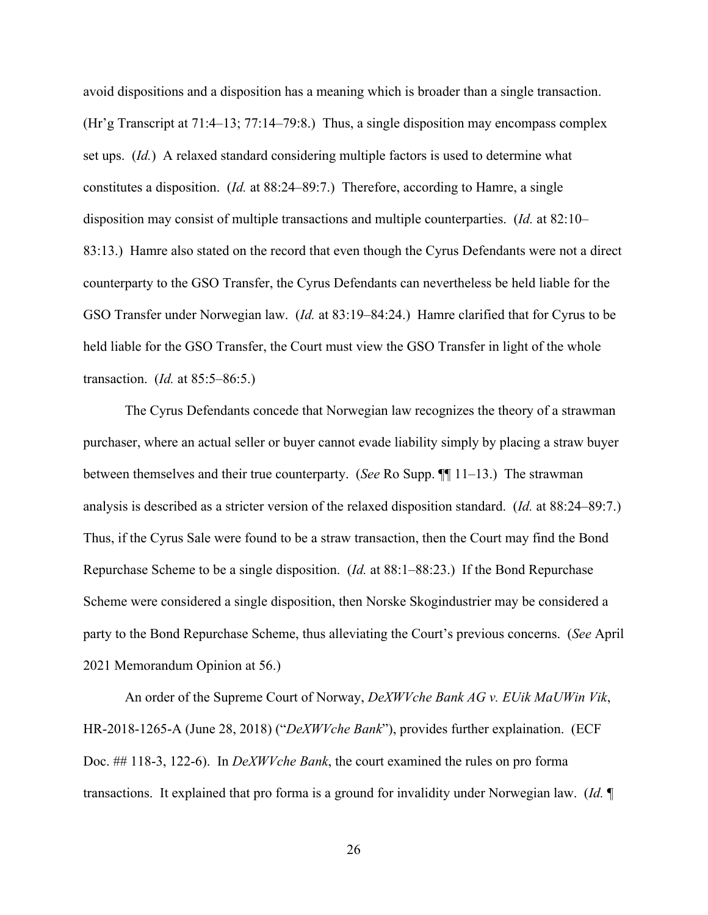avoid dispositions and a disposition has a meaning which is broader than a single transaction. (Hr'g Transcript at 71:4–13; 77:14–79:8.) Thus, a single disposition may encompass complex set ups. (*Id.*) A relaxed standard considering multiple factors is used to determine what constitutes a disposition. (*Id.* at 88:24–89:7.) Therefore, according to Hamre, a single disposition may consist of multiple transactions and multiple counterparties. (*Id.* at 82:10–83:13.) Hamre also stated on the record that even though the Cyrus Defendants were not a direct counterparty to the GSO Transfer, the Cyrus Defendants can nevertheless be held liable for the GSO Transfer under Norwegian law. (*Id.* at 83:19–84:24.) Hamre clarified that for Cyrus to be held liable for the GSO Transfer, the Court must view the GSO Transfer in light of the whole transaction. (*Id.* at 85:5–86:5.)

The Cyrus Defendants concede that Norwegian law recognizes the theory of a strawman purchaser, where an actual seller or buyer cannot evade liability simply by placing a straw buyer between themselves and their true counterparty. (*See* Ro Supp. ¶¶ 11–13.) The strawman analysis is described as a stricter version of the relaxed disposition standard. (*Id.* at 88:24–89:7.) Thus, if the Cyrus Sale were found to be a straw transaction, then the Court may find the Bond Repurchase Scheme to be a single disposition. (*Id.* at 88:1–88:23.) If the Bond Repurchase Scheme were considered a single disposition, then Norske Skogindustrier may be considered a party to the Bond Repurchase Scheme, thus alleviating the Court's previous concerns. (*See* April 2021 Memorandum Opinion at 56.)

An order of the Supreme Court of Norway, *DeXWVche Bank AG v. EUik MaUWin Vik*, HR-2018-1265-A (June 28, 2018) ("*DeXWVche Bank*"), provides further explaination. (ECF Doc. ## 118-3, 122-6). In *DeXWVche Bank*, the court examined the rules on pro forma transactions. It explained that pro forma is a ground for invalidity under Norwegian law. (*Id.* ¶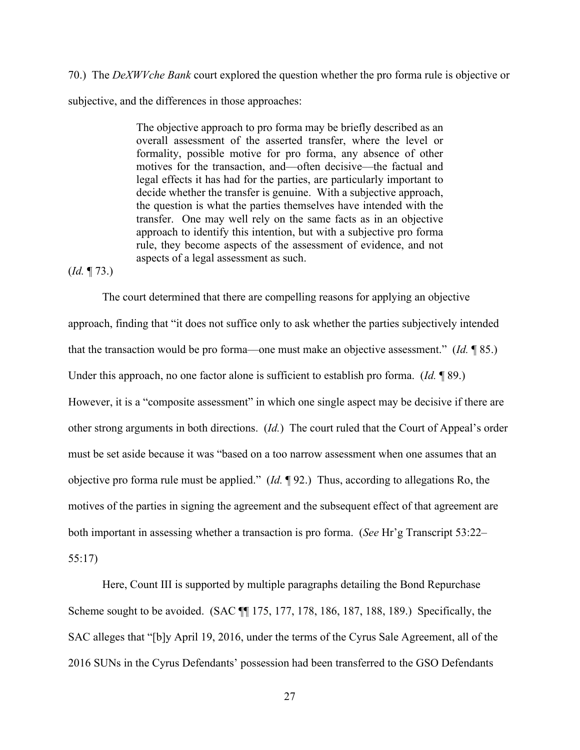70.) The *DeXWVche Bank* court explored the question whether the pro forma rule is objective or subjective, and the differences in those approaches:

> The objective approach to pro forma may be briefly described as an overall assessment of the asserted transfer, where the level or formality, possible motive for pro forma, any absence of other motives for the transaction, and—often decisive—the factual and legal effects it has had for the parties, are particularly important to decide whether the transfer is genuine. With a subjective approach, the question is what the parties themselves have intended with the transfer. One may well rely on the same facts as in an objective approach to identify this intention, but with a subjective pro forma rule, they become aspects of the assessment of evidence, and not aspects of a legal assessment as such.

(*Id.* ¶ 73.)

The court determined that there are compelling reasons for applying an objective approach, finding that "it does not suffice only to ask whether the parties subjectively intended that the transaction would be pro forma—one must make an objective assessment." (*Id.* ¶ 85.) Under this approach, no one factor alone is sufficient to establish pro forma. (*Id.* ¶ 89.) However, it is a "composite assessment" in which one single aspect may be decisive if there are other strong arguments in both directions. (*Id.*) The court ruled that the Court of Appeal's order must be set aside because it was "based on a too narrow assessment when one assumes that an objective pro forma rule must be applied." (*Id.* ¶ 92.) Thus, according to allegations Ro, the motives of the parties in signing the agreement and the subsequent effect of that agreement are both important in assessing whether a transaction is pro forma. (*See* Hr'g Transcript 53:22–55:17)

Here, Count III is supported by multiple paragraphs detailing the Bond Repurchase Scheme sought to be avoided. (SAC ¶¶ 175, 177, 178, 186, 187, 188, 189.) Specifically, the SAC alleges that "[b]y April 19, 2016, under the terms of the Cyrus Sale Agreement, all of the 2016 SUNs in the Cyrus Defendants' possession had been transferred to the GSO Defendants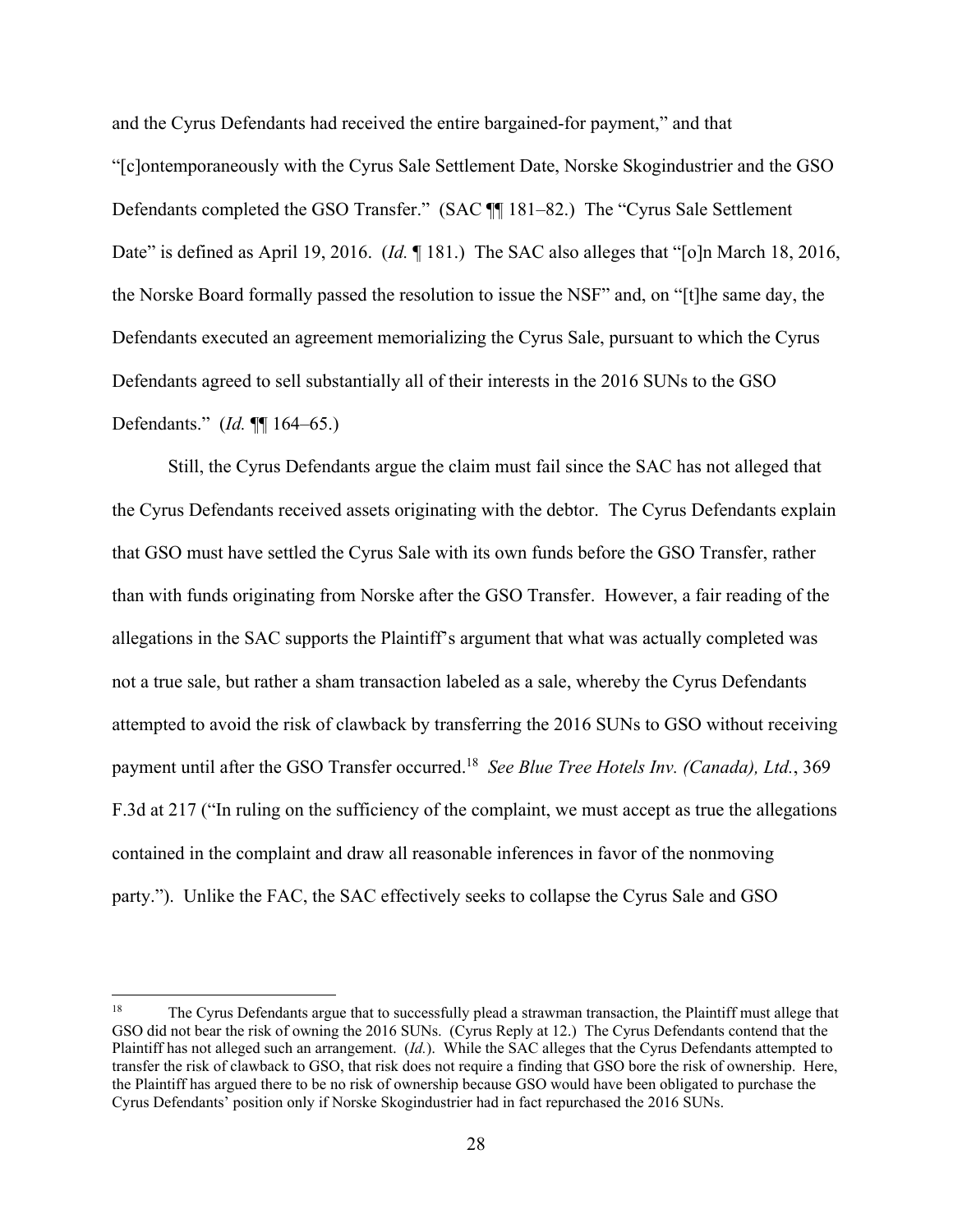and the Cyrus Defendants had received the entire bargained-for payment," and that "[c]ontemporaneously with the Cyrus Sale Settlement Date, Norske Skogindustrier and the GSO Defendants completed the GSO Transfer." (SAC ¶¶ 181–82.) The "Cyrus Sale Settlement Date" is defined as April 19, 2016. (*Id.* ¶ 181.) The SAC also alleges that "[o]n March 18, 2016, the Norske Board formally passed the resolution to issue the NSF" and, on "[t]he same day, the Defendants executed an agreement memorializing the Cyrus Sale, pursuant to which the Cyrus Defendants agreed to sell substantially all of their interests in the 2016 SUNs to the GSO Defendants." (*Id.* ¶¶ 164–65.)

Still, the Cyrus Defendants argue the claim must fail since the SAC has not alleged that the Cyrus Defendants received assets originating with the debtor. The Cyrus Defendants explain that GSO must have settled the Cyrus Sale with its own funds before the GSO Transfer, rather than with funds originating from Norske after the GSO Transfer. However, a fair reading of the allegations in the SAC supports the Plaintiff's argument that what was actually completed was not a true sale, but rather a sham transaction labeled as a sale, whereby the Cyrus Defendants attempted to avoid the risk of clawback by transferring the 2016 SUNs to GSO without receiving payment until after the GSO Transfer occurred.[18] *See Blue Tree Hotels Inv. (Canada), Ltd.*, 369 F.3d at 217 ("In ruling on the sufficiency of the complaint, we must accept as true the allegations contained in the complaint and draw all reasonable inferences in favor of the nonmoving party."). Unlike the FAC, the SAC effectively seeks to collapse the Cyrus Sale and GSO

---

[18] The Cyrus Defendants argue that to successfully plead a strawman transaction, the Plaintiff must allege that GSO did not bear the risk of owning the 2016 SUNs. (Cyrus Reply at 12.) The Cyrus Defendants contend that the Plaintiff has not alleged such an arrangement. (*Id.*). While the SAC alleges that the Cyrus Defendants attempted to transfer the risk of clawback to GSO, that risk does not require a finding that GSO bore the risk of ownership. Here, the Plaintiff has argued there to be no risk of ownership because GSO would have been obligated to purchase the Cyrus Defendants' position only if Norske Skogindustrier had in fact repurchased the 2016 SUNs.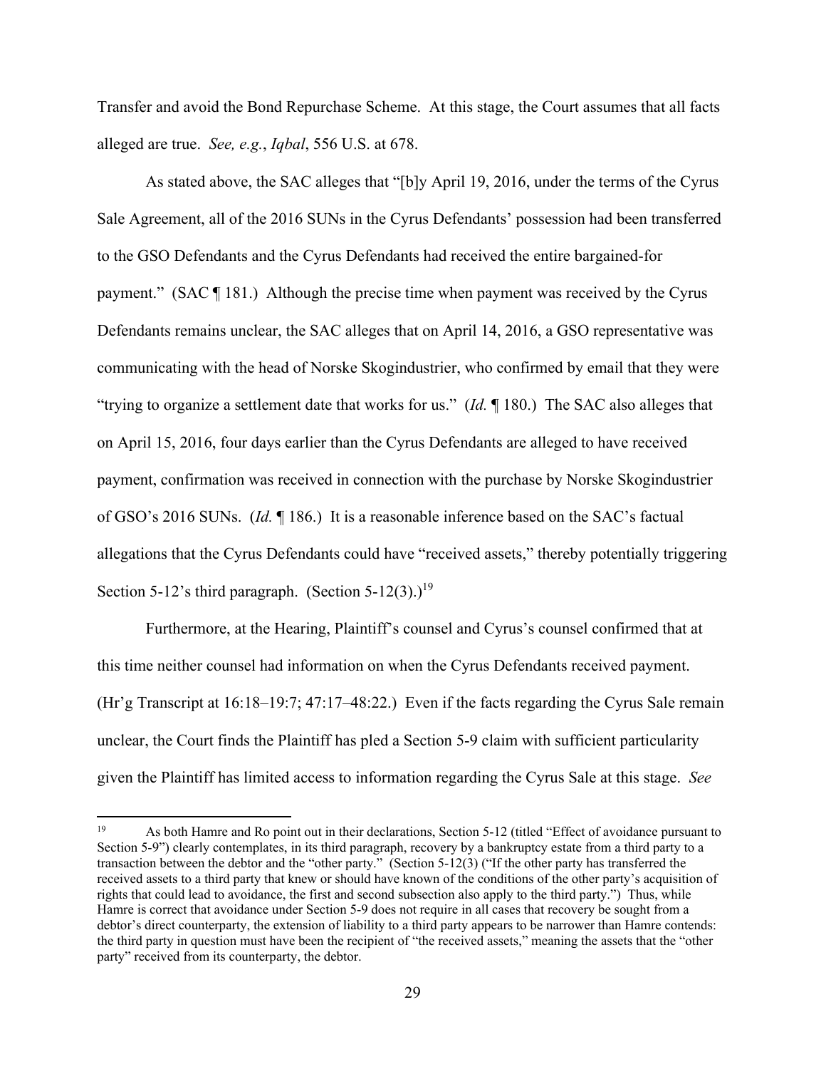Transfer and avoid the Bond Repurchase Scheme. At this stage, the Court assumes that all facts alleged are true. *See, e.g.*, *Iqbal*, 556 U.S. at 678.

As stated above, the SAC alleges that "[b]y April 19, 2016, under the terms of the Cyrus Sale Agreement, all of the 2016 SUNs in the Cyrus Defendants' possession had been transferred to the GSO Defendants and the Cyrus Defendants had received the entire bargained-for payment." (SAC ¶ 181.) Although the precise time when payment was received by the Cyrus Defendants remains unclear, the SAC alleges that on April 14, 2016, a GSO representative was communicating with the head of Norske Skogindustrier, who confirmed by email that they were "trying to organize a settlement date that works for us." (*Id.* ¶ 180.) The SAC also alleges that on April 15, 2016, four days earlier than the Cyrus Defendants are alleged to have received payment, confirmation was received in connection with the purchase by Norske Skogindustrier of GSO's 2016 SUNs. (*Id.* ¶ 186.) It is a reasonable inference based on the SAC's factual allegations that the Cyrus Defendants could have "received assets," thereby potentially triggering Section 5-12's third paragraph. (Section 5-12(3).)[19]

Furthermore, at the Hearing, Plaintiff's counsel and Cyrus's counsel confirmed that at this time neither counsel had information on when the Cyrus Defendants received payment. (Hr'g Transcript at 16:18–19:7; 47:17–48:22.) Even if the facts regarding the Cyrus Sale remain unclear, the Court finds the Plaintiff has pled a Section 5-9 claim with sufficient particularity given the Plaintiff has limited access to information regarding the Cyrus Sale at this stage. *See*

---

[19] As both Hamre and Ro point out in their declarations, Section 5-12 (titled "Effect of avoidance pursuant to Section 5-9") clearly contemplates, in its third paragraph, recovery by a bankruptcy estate from a third party to a transaction between the debtor and the "other party." (Section 5-12(3) ("If the other party has transferred the received assets to a third party that knew or should have known of the conditions of the other party's acquisition of rights that could lead to avoidance, the first and second subsection also apply to the third party.") Thus, while Hamre is correct that avoidance under Section 5-9 does not require in all cases that recovery be sought from a debtor's direct counterparty, the extension of liability to a third party appears to be narrower than Hamre contends: the third party in question must have been the recipient of "the received assets," meaning the assets that the "other party" received from its counterparty, the debtor.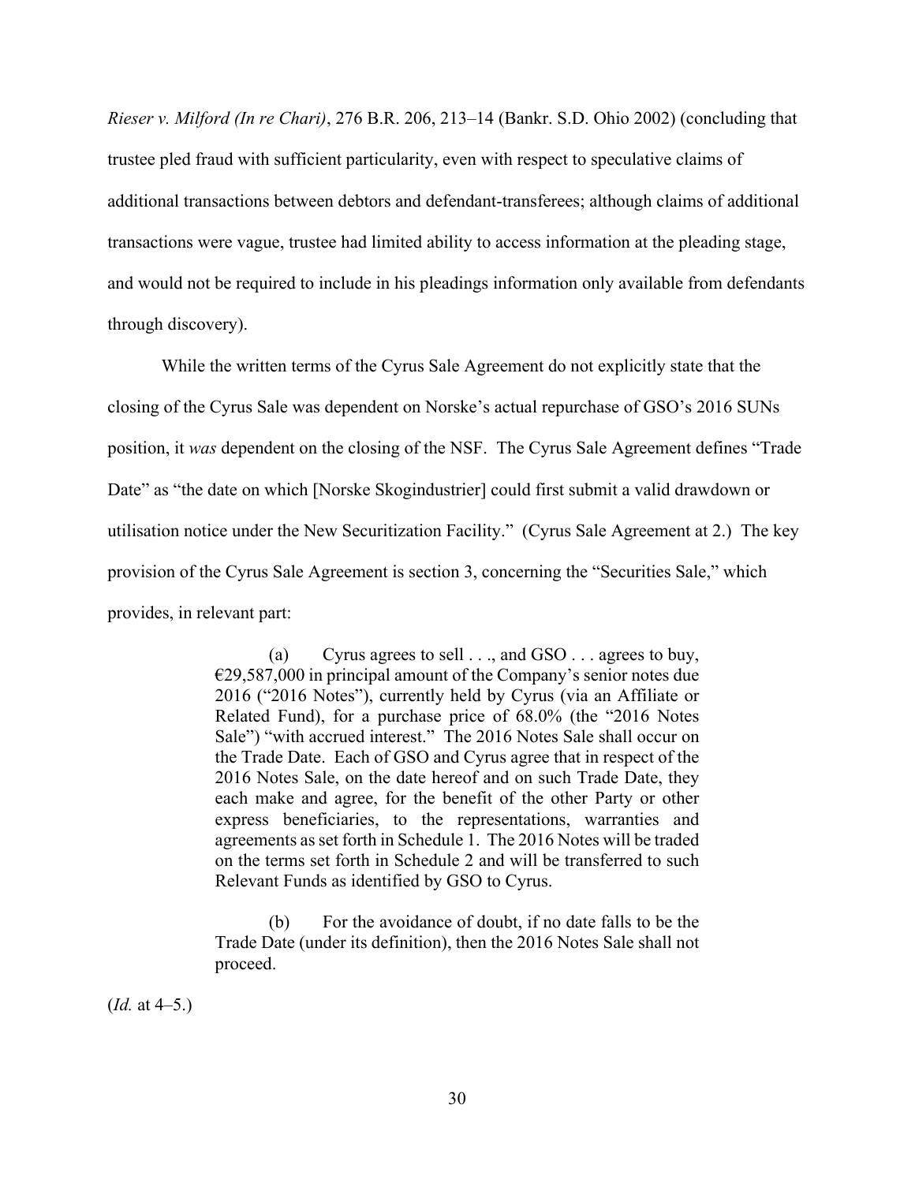*Rieser v. Milford (In re Chari)*, 276 B.R. 206, 213–14 (Bankr. S.D. Ohio 2002) (concluding that trustee pled fraud with sufficient particularity, even with respect to speculative claims of additional transactions between debtors and defendant-transferees; although claims of additional transactions were vague, trustee had limited ability to access information at the pleading stage, and would not be required to include in his pleadings information only available from defendants through discovery).

While the written terms of the Cyrus Sale Agreement do not explicitly state that the closing of the Cyrus Sale was dependent on Norske's actual repurchase of GSO's 2016 SUNs position, it *was* dependent on the closing of the NSF. The Cyrus Sale Agreement defines "Trade Date" as "the date on which [Norske Skogindustrier] could first submit a valid drawdown or utilisation notice under the New Securitization Facility." (Cyrus Sale Agreement at 2.) The key provision of the Cyrus Sale Agreement is section 3, concerning the "Securities Sale," which provides, in relevant part:

> (a) Cyrus agrees to sell . . ., and GSO . . . agrees to buy, €29,587,000 in principal amount of the Company's senior notes due 2016 ("2016 Notes"), currently held by Cyrus (via an Affiliate or Related Fund), for a purchase price of 68.0% (the "2016 Notes Sale") "with accrued interest." The 2016 Notes Sale shall occur on the Trade Date. Each of GSO and Cyrus agree that in respect of the 2016 Notes Sale, on the date hereof and on such Trade Date, they each make and agree, for the benefit of the other Party or other express beneficiaries, to the representations, warranties and agreements as set forth in Schedule 1. The 2016 Notes will be traded on the terms set forth in Schedule 2 and will be transferred to such Relevant Funds as identified by GSO to Cyrus.
>
> (b) For the avoidance of doubt, if no date falls to be the Trade Date (under its definition), then the 2016 Notes Sale shall not proceed.

(*Id.* at 4–5.)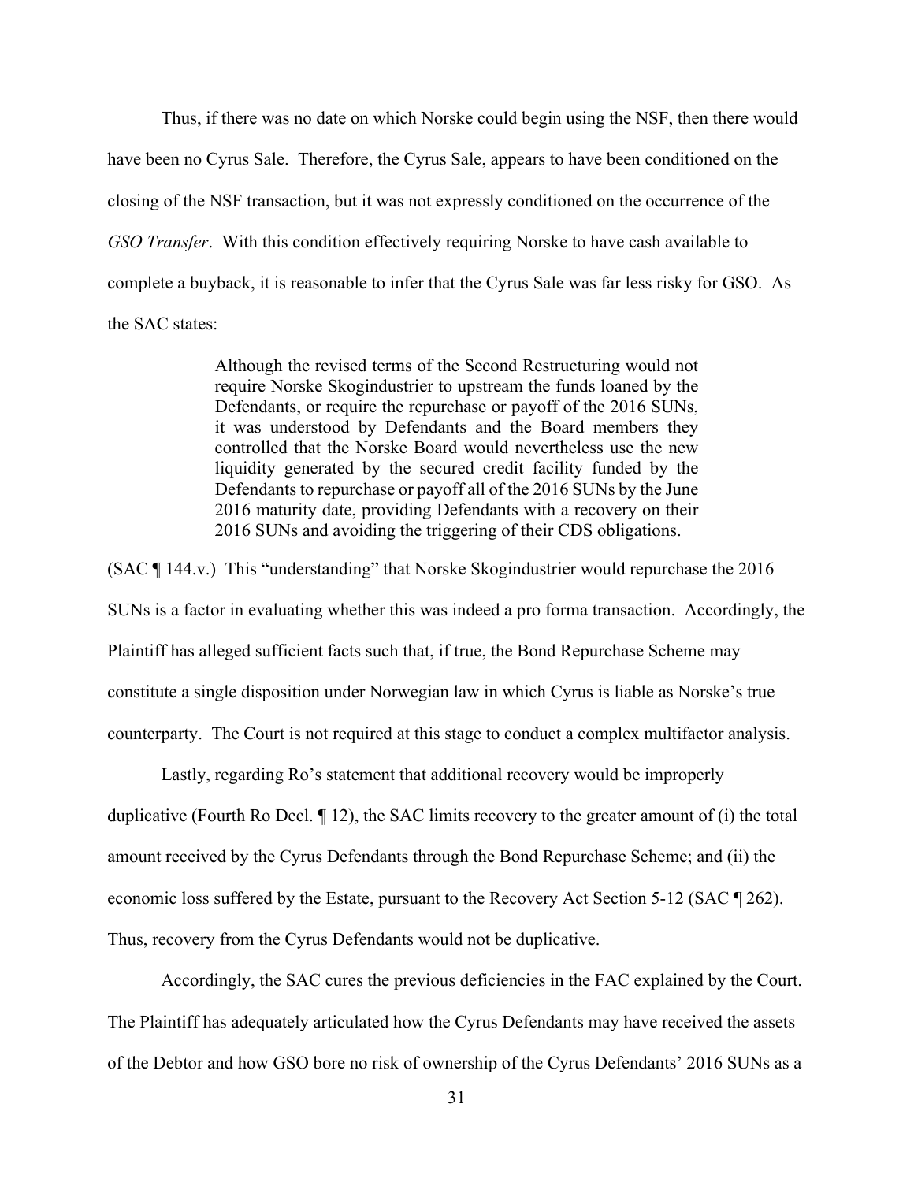Thus, if there was no date on which Norske could begin using the NSF, then there would have been no Cyrus Sale. Therefore, the Cyrus Sale, appears to have been conditioned on the closing of the NSF transaction, but it was not expressly conditioned on the occurrence of the *GSO Transfer*. With this condition effectively requiring Norske to have cash available to complete a buyback, it is reasonable to infer that the Cyrus Sale was far less risky for GSO. As the SAC states:

> Although the revised terms of the Second Restructuring would not require Norske Skogindustrier to upstream the funds loaned by the Defendants, or require the repurchase or payoff of the 2016 SUNs, it was understood by Defendants and the Board members they controlled that the Norske Board would nevertheless use the new liquidity generated by the secured credit facility funded by the Defendants to repurchase or payoff all of the 2016 SUNs by the June 2016 maturity date, providing Defendants with a recovery on their 2016 SUNs and avoiding the triggering of their CDS obligations.

(SAC ¶ 144.v.) This "understanding" that Norske Skogindustrier would repurchase the 2016 SUNs is a factor in evaluating whether this was indeed a pro forma transaction. Accordingly, the Plaintiff has alleged sufficient facts such that, if true, the Bond Repurchase Scheme may constitute a single disposition under Norwegian law in which Cyrus is liable as Norske's true counterparty. The Court is not required at this stage to conduct a complex multifactor analysis.

Lastly, regarding Ro's statement that additional recovery would be improperly duplicative (Fourth Ro Decl. ¶ 12), the SAC limits recovery to the greater amount of (i) the total amount received by the Cyrus Defendants through the Bond Repurchase Scheme; and (ii) the economic loss suffered by the Estate, pursuant to the Recovery Act Section 5-12 (SAC ¶ 262). Thus, recovery from the Cyrus Defendants would not be duplicative.

Accordingly, the SAC cures the previous deficiencies in the FAC explained by the Court. The Plaintiff has adequately articulated how the Cyrus Defendants may have received the assets of the Debtor and how GSO bore no risk of ownership of the Cyrus Defendants' 2016 SUNs as a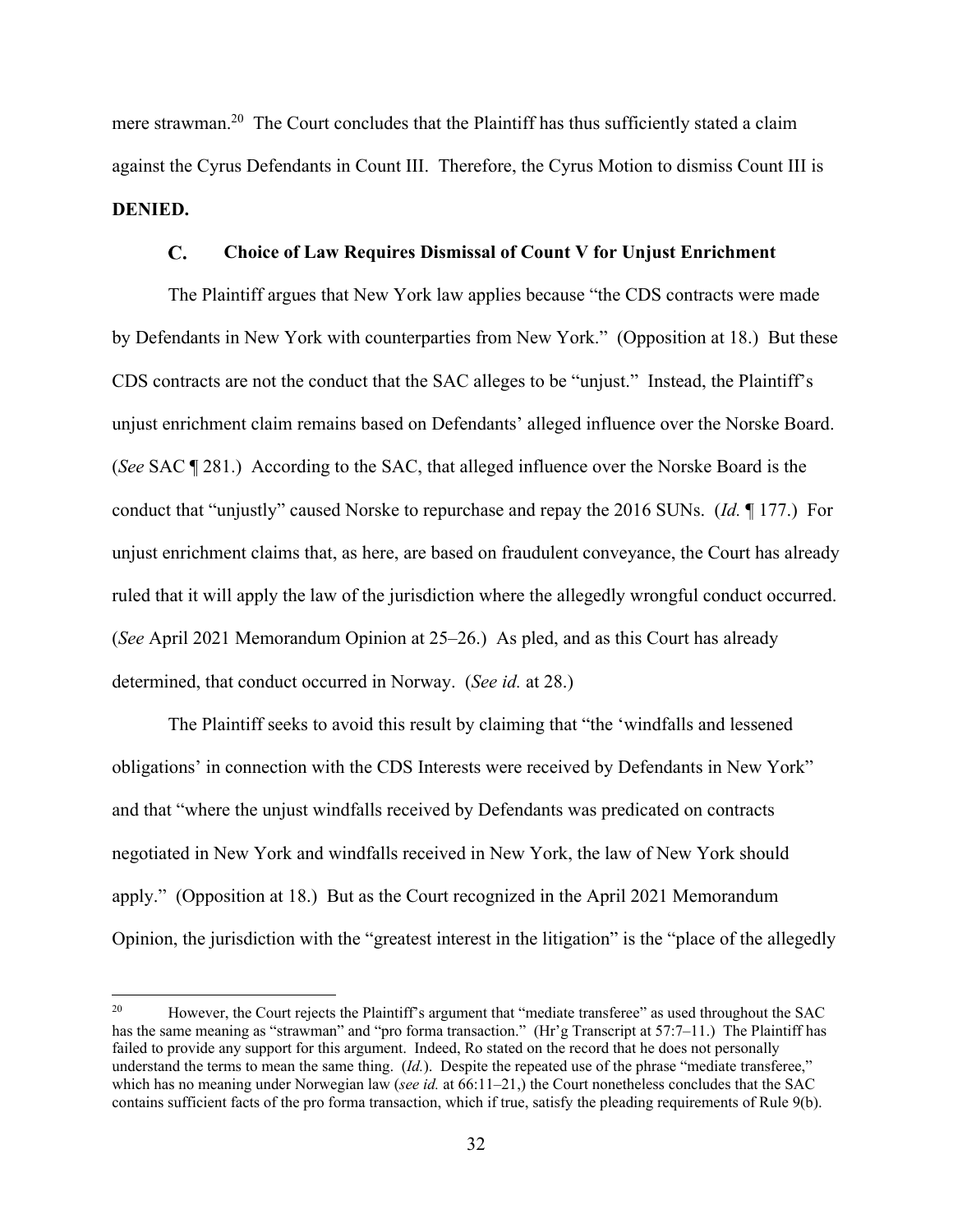mere strawman.[20] The Court concludes that the Plaintiff has thus sufficiently stated a claim against the Cyrus Defendants in Count III. Therefore, the Cyrus Motion to dismiss Count III is **DENIED.**

### C. Choice of Law Requires Dismissal of Count V for Unjust Enrichment

The Plaintiff argues that New York law applies because "the CDS contracts were made by Defendants in New York with counterparties from New York." (Opposition at 18.) But these CDS contracts are not the conduct that the SAC alleges to be "unjust." Instead, the Plaintiff's unjust enrichment claim remains based on Defendants' alleged influence over the Norske Board. (*See* SAC ¶ 281.) According to the SAC, that alleged influence over the Norske Board is the conduct that "unjustly" caused Norske to repurchase and repay the 2016 SUNs. (*Id.* ¶ 177.) For unjust enrichment claims that, as here, are based on fraudulent conveyance, the Court has already ruled that it will apply the law of the jurisdiction where the allegedly wrongful conduct occurred. (*See* April 2021 Memorandum Opinion at 25–26.) As pled, and as this Court has already determined, that conduct occurred in Norway. (*See id.* at 28.)

The Plaintiff seeks to avoid this result by claiming that "the 'windfalls and lessened obligations' in connection with the CDS Interests were received by Defendants in New York" and that "where the unjust windfalls received by Defendants was predicated on contracts negotiated in New York and windfalls received in New York, the law of New York should apply." (Opposition at 18.) But as the Court recognized in the April 2021 Memorandum Opinion, the jurisdiction with the "greatest interest in the litigation" is the "place of the allegedly

---

[20] However, the Court rejects the Plaintiff's argument that "mediate transferee" as used throughout the SAC has the same meaning as "strawman" and "pro forma transaction." (Hr'g Transcript at 57:7–11.) The Plaintiff has failed to provide any support for this argument. Indeed, Ro stated on the record that he does not personally understand the terms to mean the same thing. (*Id.*). Despite the repeated use of the phrase "mediate transferee," which has no meaning under Norwegian law (*see id.* at 66:11–21,) the Court nonetheless concludes that the SAC contains sufficient facts of the pro forma transaction, which if true, satisfy the pleading requirements of Rule 9(b).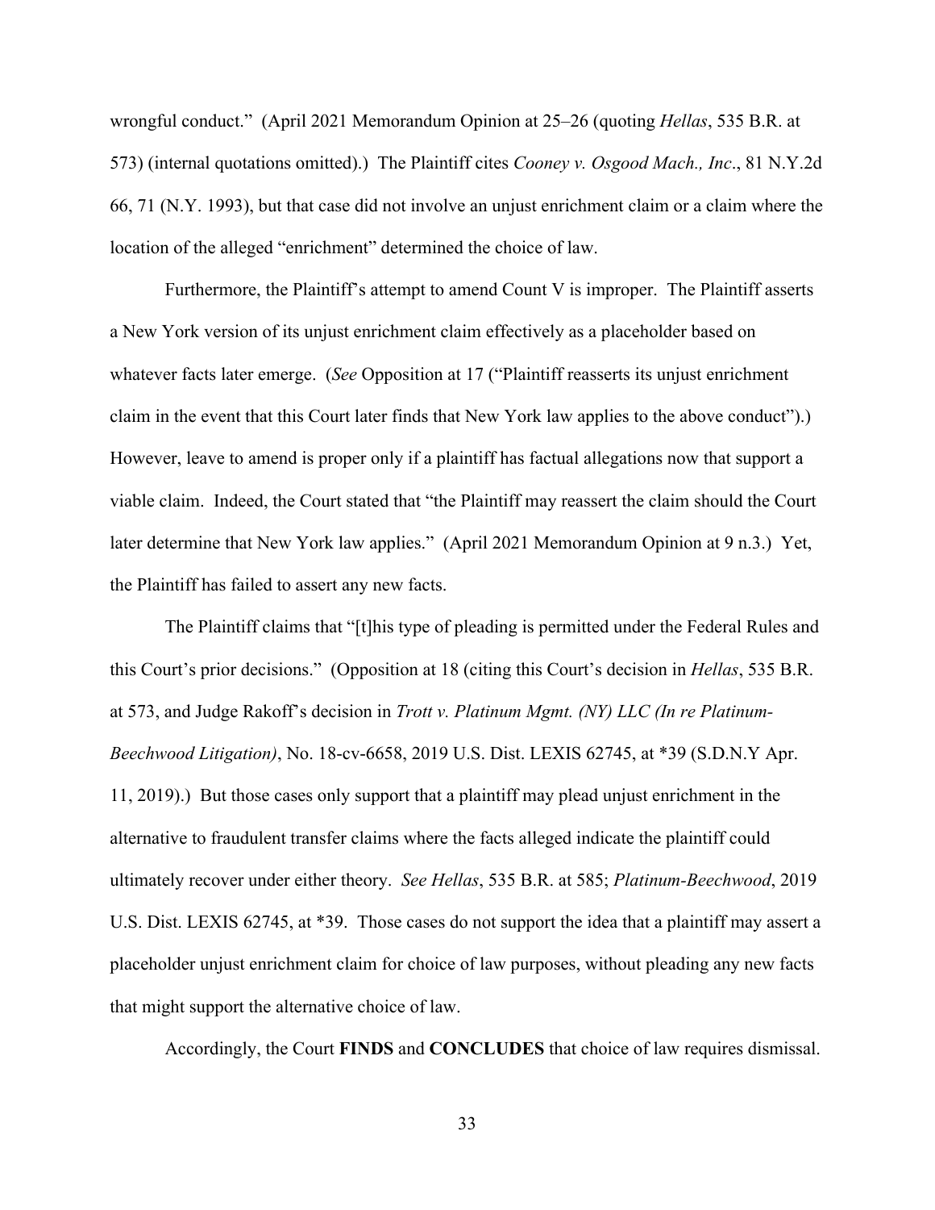wrongful conduct." (April 2021 Memorandum Opinion at 25–26 (quoting *Hellas*, 535 B.R. at 573) (internal quotations omitted).) The Plaintiff cites *Cooney v. Osgood Mach., Inc*., 81 N.Y.2d 66, 71 (N.Y. 1993), but that case did not involve an unjust enrichment claim or a claim where the location of the alleged "enrichment" determined the choice of law.

Furthermore, the Plaintiff's attempt to amend Count V is improper. The Plaintiff asserts a New York version of its unjust enrichment claim effectively as a placeholder based on whatever facts later emerge. (*See* Opposition at 17 ("Plaintiff reasserts its unjust enrichment claim in the event that this Court later finds that New York law applies to the above conduct").) However, leave to amend is proper only if a plaintiff has factual allegations now that support a viable claim. Indeed, the Court stated that "the Plaintiff may reassert the claim should the Court later determine that New York law applies." (April 2021 Memorandum Opinion at 9 n.3.) Yet, the Plaintiff has failed to assert any new facts.

The Plaintiff claims that "[t]his type of pleading is permitted under the Federal Rules and this Court's prior decisions." (Opposition at 18 (citing this Court's decision in *Hellas*, 535 B.R. at 573, and Judge Rakoff's decision in *Trott v. Platinum Mgmt. (NY) LLC (In re Platinum-Beechwood Litigation)*, No. 18-cv-6658, 2019 U.S. Dist. LEXIS 62745, at *39 (S.D.N.Y Apr. 11, 2019).) But those cases only support that a plaintiff may plead unjust enrichment in the alternative to fraudulent transfer claims where the facts alleged indicate the plaintiff could ultimately recover under either theory. *See Hellas*, 535 B.R. at 585; *Platinum-Beechwood*, 2019 U.S. Dist. LEXIS 62745, at *39. Those cases do not support the idea that a plaintiff may assert a placeholder unjust enrichment claim for choice of law purposes, without pleading any new facts that might support the alternative choice of law.

Accordingly, the Court **FINDS** and **CONCLUDES** that choice of law requires dismissal.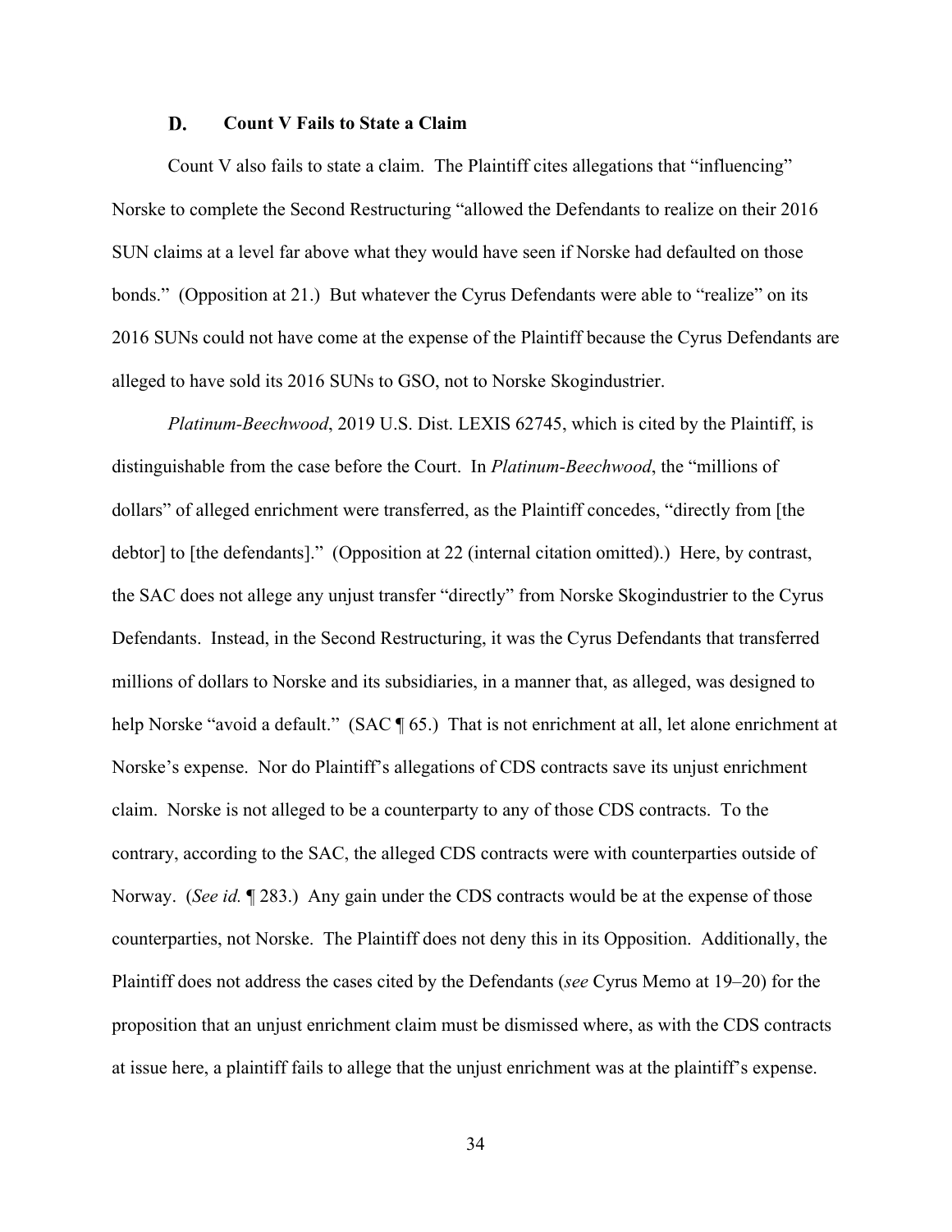### D. Count V Fails to State a Claim

Count V also fails to state a claim. The Plaintiff cites allegations that "influencing" Norske to complete the Second Restructuring "allowed the Defendants to realize on their 2016 SUN claims at a level far above what they would have seen if Norske had defaulted on those bonds." (Opposition at 21.) But whatever the Cyrus Defendants were able to "realize" on its 2016 SUNs could not have come at the expense of the Plaintiff because the Cyrus Defendants are alleged to have sold its 2016 SUNs to GSO, not to Norske Skogindustrier.

*Platinum-Beechwood*, 2019 U.S. Dist. LEXIS 62745, which is cited by the Plaintiff, is distinguishable from the case before the Court. In *Platinum-Beechwood*, the "millions of dollars" of alleged enrichment were transferred, as the Plaintiff concedes, "directly from [the debtor] to [the defendants]." (Opposition at 22 (internal citation omitted).) Here, by contrast, the SAC does not allege any unjust transfer "directly" from Norske Skogindustrier to the Cyrus Defendants. Instead, in the Second Restructuring, it was the Cyrus Defendants that transferred millions of dollars to Norske and its subsidiaries, in a manner that, as alleged, was designed to help Norske "avoid a default." (SAC ¶ 65.) That is not enrichment at all, let alone enrichment at Norske's expense. Nor do Plaintiff's allegations of CDS contracts save its unjust enrichment claim. Norske is not alleged to be a counterparty to any of those CDS contracts. To the contrary, according to the SAC, the alleged CDS contracts were with counterparties outside of Norway. (*See id.* ¶ 283.) Any gain under the CDS contracts would be at the expense of those counterparties, not Norske. The Plaintiff does not deny this in its Opposition. Additionally, the Plaintiff does not address the cases cited by the Defendants (*see* Cyrus Memo at 19–20) for the proposition that an unjust enrichment claim must be dismissed where, as with the CDS contracts at issue here, a plaintiff fails to allege that the unjust enrichment was at the plaintiff's expense.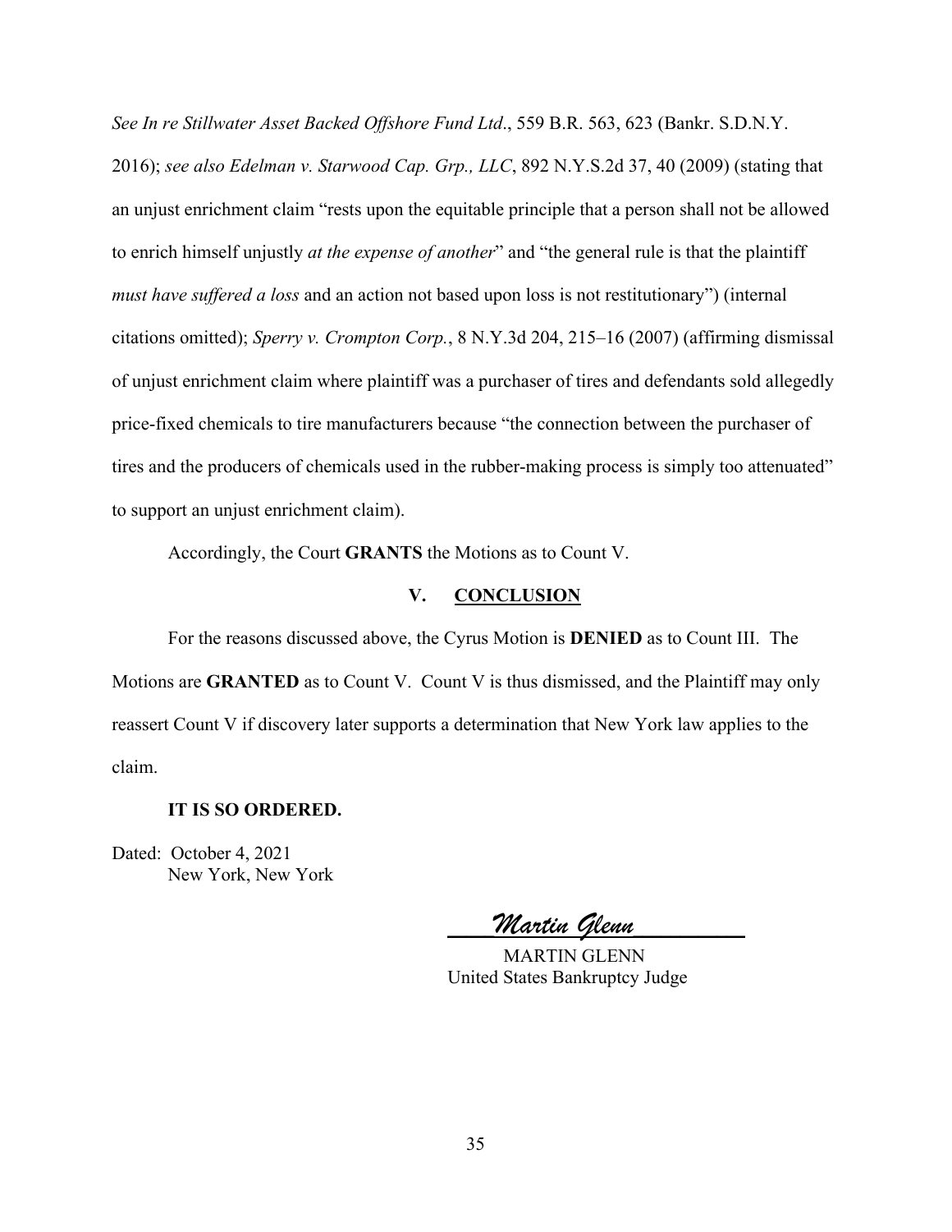*See In re Stillwater Asset Backed Offshore Fund Ltd*., 559 B.R. 563, 623 (Bankr. S.D.N.Y. 2016); *see also Edelman v. Starwood Cap. Grp., LLC*, 892 N.Y.S.2d 37, 40 (2009) (stating that an unjust enrichment claim "rests upon the equitable principle that a person shall not be allowed to enrich himself unjustly *at the expense of another*" and "the general rule is that the plaintiff *must have suffered a loss* and an action not based upon loss is not restitutionary") (internal citations omitted); *Sperry v. Crompton Corp.*, 8 N.Y.3d 204, 215–16 (2007) (affirming dismissal of unjust enrichment claim where plaintiff was a purchaser of tires and defendants sold allegedly price-fixed chemicals to tire manufacturers because "the connection between the purchaser of tires and the producers of chemicals used in the rubber-making process is simply too attenuated" to support an unjust enrichment claim).

Accordingly, the Court **GRANTS** the Motions as to Count V.

## V. CONCLUSION

For the reasons discussed above, the Cyrus Motion is **DENIED** as to Count III. The Motions are **GRANTED** as to Count V. Count V is thus dismissed, and the Plaintiff may only reassert Count V if discovery later supports a determination that New York law applies to the claim.

**IT IS SO ORDERED.**

Dated: October 4, 2021
New York, New York

*Martin Glenn*

MARTIN GLENN
United States Bankruptcy Judge